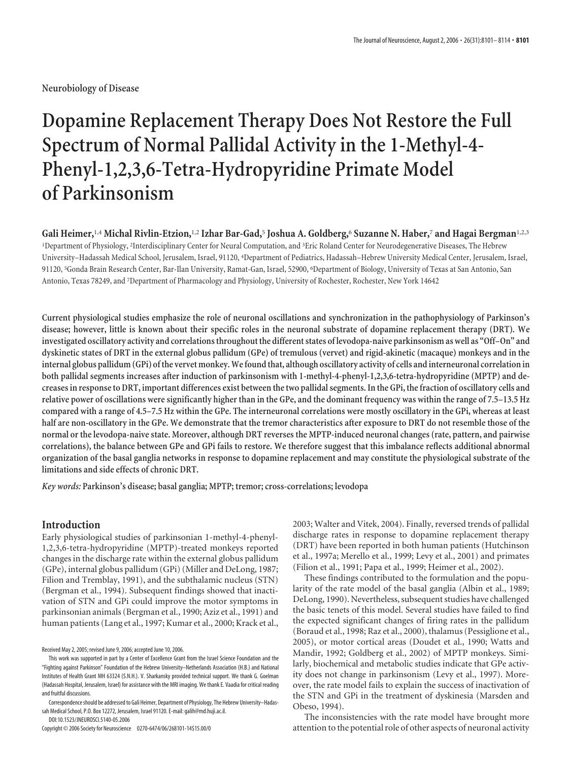Neurobiology of Disease

# Dopamine Replacement Therapy Does Not Restore the Full Spectrum of Normal Pallidal Activity in the 1-Methyl-4-Phenyl-1,2,3,6-Tetra-Hydropyridine Primate Model of Parkinsonism

**Gali Heimer,[1,4] Michal Rivlin-Etzion,[1,2] Izhar Bar-Gad,[5] Joshua A. Goldberg,[6] Suzanne N. Haber,[7] and Hagai Bergman[1,2,3]**

[1]Department of Physiology, [2]Interdisciplinary Center for Neural Computation, and [3]Eric Roland Center for Neurodegenerative Diseases, The Hebrew University–Hadassah Medical School, Jerusalem, Israel, 91120, [4]Department of Pediatrics, Hadassah–Hebrew University Medical Center, Jerusalem, Israel, 91120, [5]Gonda Brain Research Center, Bar-Ilan University, Ramat-Gan, Israel, 52900, [6]Department of Biology, University of Texas at San Antonio, San Antonio, Texas 78249, and [7]Department of Pharmacology and Physiology, University of Rochester, Rochester, New York 14642

**Current physiological studies emphasize the role of neuronal oscillations and synchronization in the pathophysiology of Parkinson's disease; however, little is known about their specific roles in the neuronal substrate of dopamine replacement therapy (DRT). We investigated oscillatory activity and correlations throughout the different states of levodopa-naive parkinsonism as well as "Off–On" and dyskinetic states of DRT in the external globus pallidum (GPe) of tremulous (vervet) and rigid-akinetic (macaque) monkeys and in the internal globus pallidum (GPi) of the vervet monkey. We found that, although oscillatory activity of cells and interneuronal correlation in both pallidal segments increases after induction of parkinsonism with 1-methyl-4-phenyl-1,2,3,6-tetra-hydropyridine (MPTP) and decreases in response to DRT, important differences exist between the two pallidal segments. In the GPi, the fraction of oscillatory cells and relative power of oscillations were significantly higher than in the GPe, and the dominant frequency was within the range of 7.5–13.5 Hz compared with a range of 4.5–7.5 Hz within the GPe. The interneuronal correlations were mostly oscillatory in the GPi, whereas at least half are non-oscillatory in the GPe. We demonstrate that the tremor characteristics after exposure to DRT do not resemble those of the normal or the levodopa-naive state. Moreover, although DRT reverses the MPTP-induced neuronal changes (rate, pattern, and pairwise correlations), the balance between GPe and GPi fails to restore. We therefore suggest that this imbalance reflects additional abnormal organization of the basal ganglia networks in response to dopamine replacement and may constitute the physiological substrate of the limitations and side effects of chronic DRT.**

*Key words:* **Parkinson's disease; basal ganglia; MPTP; tremor; cross-correlations; levodopa**

## Introduction

Early physiological studies of parkinsonian 1-methyl-4-phenyl-1,2,3,6-tetra-hydropyridine (MPTP)-treated monkeys reported changes in the discharge rate within the external globus pallidum (GPe), internal globus pallidum (GPi) (Miller and DeLong, 1987; Filion and Tremblay, 1991), and the subthalamic nucleus (STN) (Bergman et al., 1994). Subsequent findings showed that inactivation of STN and GPi could improve the motor symptoms in parkinsonian animals (Bergman et al., 1990; Aziz et al., 1991) and human patients (Lang et al., 1997; Kumar et al., 2000; Krack et al., 2003; Walter and Vitek, 2004). Finally, reversed trends of pallidal discharge rates in response to dopamine replacement therapy (DRT) have been reported in both human patients (Hutchinson et al., 1997a; Merello et al., 1999; Levy et al., 2001) and primates (Filion et al., 1991; Papa et al., 1999; Heimer et al., 2002).

These findings contributed to the formulation and the popularity of the rate model of the basal ganglia (Albin et al., 1989; DeLong, 1990). Nevertheless, subsequent studies have challenged the basic tenets of this model. Several studies have failed to find the expected significant changes of firing rates in the pallidum (Boraud et al., 1998; Raz et al., 2000), thalamus (Pessiglione et al., 2005), or motor cortical areas (Doudet et al., 1990; Watts and Mandir, 1992; Goldberg et al., 2002) of MPTP monkeys. Similarly, biochemical and metabolic studies indicate that GPe activity does not change in parkinsonism (Levy et al., 1997). Moreover, the rate model fails to explain the success of inactivation of the STN and GPi in the treatment of dyskinesia (Marsden and Obeso, 1994).

The inconsistencies with the rate model have brought more attention to the potential role of other aspects of neuronal activity

Received May 2, 2005; revised June 9, 2006; accepted June 10, 2006.

This work was supported in part by a Center of Excellence Grant from the Israel Science Foundation and the "Fighting against Parkinson" Foundation of the Hebrew University–Netherlands Association (H.B.) and National Institutes of Health Grant MH 63324 (S.N.H.). V. Sharkansky provided technical support. We thank G. Goelman (Hadassah Hospital, Jerusalem, Israel) for assistance with the MRI imaging. We thank E. Vaadia for critical reading and fruitful discussions.

Correspondence should be addressed to Gali Heimer, Department of Physiology, The Hebrew University–Hadassah Medical School, P.O. Box 12272, Jerusalem, Israel 91120. E-mail: galih@md.huji.ac.il.

DOI:10.1523/JNEUROSCI.5140-05.2006

Copyright © 2006 Society for Neuroscience 0270-6474/06/268101-14$15.00/0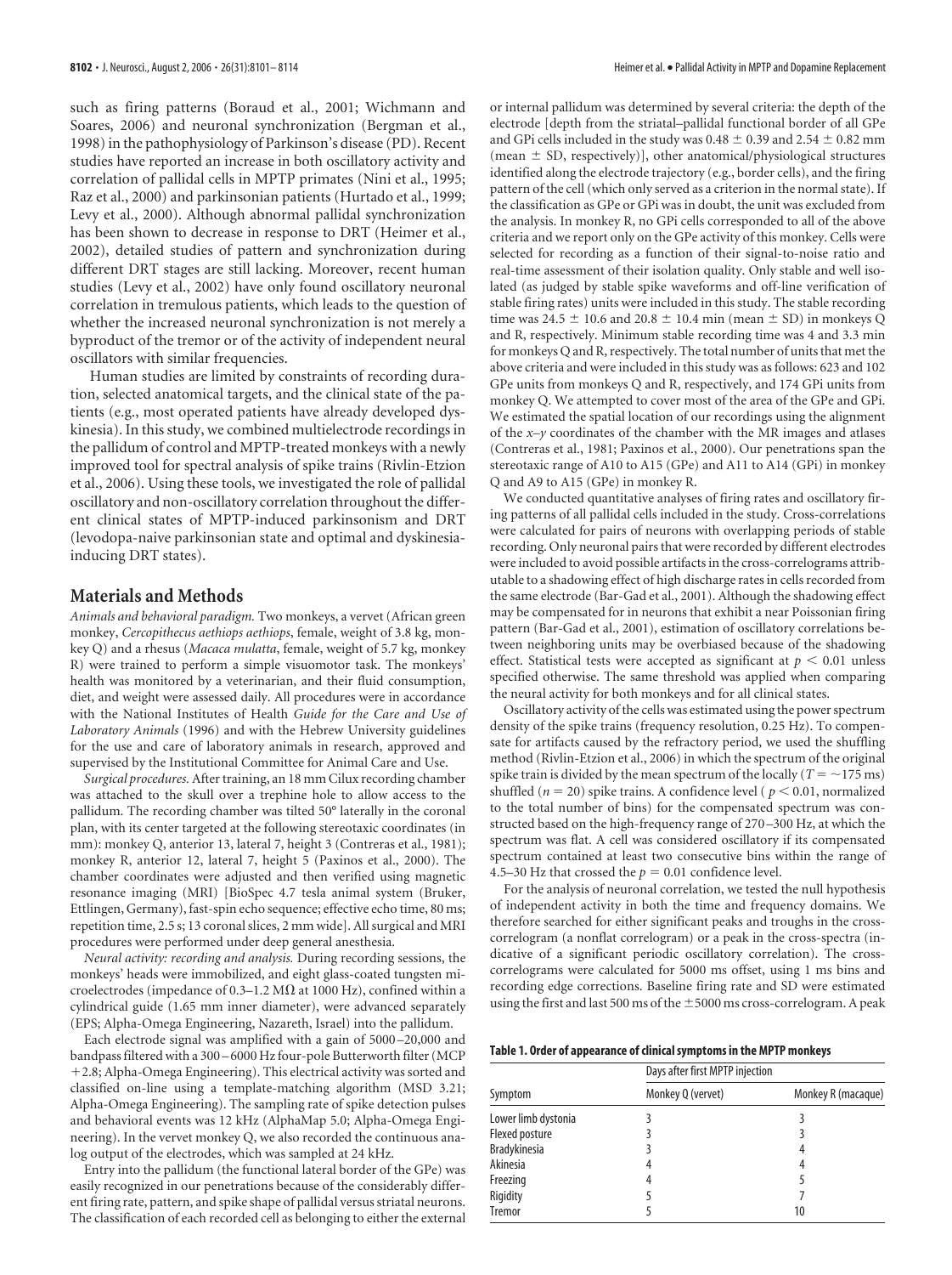such as firing patterns (Boraud et al., 2001; Wichmann and Soares, 2006) and neuronal synchronization (Bergman et al., 1998) in the pathophysiology of Parkinson's disease (PD). Recent studies have reported an increase in both oscillatory activity and correlation of pallidal cells in MPTP primates (Nini et al., 1995; Raz et al., 2000) and parkinsonian patients (Hurtado et al., 1999; Levy et al., 2000). Although abnormal pallidal synchronization has been shown to decrease in response to DRT (Heimer et al., 2002), detailed studies of pattern and synchronization during different DRT stages are still lacking. Moreover, recent human studies (Levy et al., 2002) have only found oscillatory neuronal correlation in tremulous patients, which leads to the question of whether the increased neuronal synchronization is not merely a byproduct of the tremor or of the activity of independent neural oscillators with similar frequencies.

Human studies are limited by constraints of recording duration, selected anatomical targets, and the clinical state of the patients (e.g., most operated patients have already developed dyskinesia). In this study, we combined multielectrode recordings in the pallidum of control and MPTP-treated monkeys with a newly improved tool for spectral analysis of spike trains (Rivlin-Etzion et al., 2006). Using these tools, we investigated the role of pallidal oscillatory and non-oscillatory correlation throughout the different clinical states of MPTP-induced parkinsonism and DRT (levodopa-naive parkinsonian state and optimal and dyskinesia-inducing DRT states).

## Materials and Methods

*Animals and behavioral paradigm.* Two monkeys, a vervet (African green monkey, *Cercopithecus aethiops aethiops*, female, weight of 3.8 kg, monkey Q) and a rhesus (*Macaca mulatta*, female, weight of 5.7 kg, monkey R) were trained to perform a simple visuomotor task. The monkeys' health was monitored by a veterinarian, and their fluid consumption, diet, and weight were assessed daily. All procedures were in accordance with the National Institutes of Health *Guide for the Care and Use of Laboratory Animals* (1996) and with the Hebrew University guidelines for the use and care of laboratory animals in research, approved and supervised by the Institutional Committee for Animal Care and Use.

*Surgical procedures.* After training, an 18 mm Cilux recording chamber was attached to the skull over a trephine hole to allow access to the pallidum. The recording chamber was tilted 50° laterally in the coronal plan, with its center targeted at the following stereotaxic coordinates (in mm): monkey Q, anterior 13, lateral 7, height 3 (Contreras et al., 1981); monkey R, anterior 12, lateral 7, height 5 (Paxinos et al., 2000). The chamber coordinates were adjusted and then verified using magnetic resonance imaging (MRI) [BioSpec 4.7 tesla animal system (Bruker, Ettlingen, Germany), fast-spin echo sequence; effective echo time, 80 ms; repetition time, 2.5 s; 13 coronal slices, 2 mm wide]. All surgical and MRI procedures were performed under deep general anesthesia.

*Neural activity: recording and analysis.* During recording sessions, the monkeys' heads were immobilized, and eight glass-coated tungsten microelectrodes (impedance of 0.3–1.2 MΩ at 1000 Hz), confined within a cylindrical guide (1.65 mm inner diameter), were advanced separately (EPS; Alpha-Omega Engineering, Nazareth, Israel) into the pallidum.

Each electrode signal was amplified with a gain of 5000–20,000 and bandpass filtered with a 300–6000 Hz four-pole Butterworth filter (MCP +2.8; Alpha-Omega Engineering). This electrical activity was sorted and classified on-line using a template-matching algorithm (MSD 3.21; Alpha-Omega Engineering). The sampling rate of spike detection pulses and behavioral events was 12 kHz (AlphaMap 5.0; Alpha-Omega Engineering). In the vervet monkey Q, we also recorded the continuous analog output of the electrodes, which was sampled at 24 kHz.

Entry into the pallidum (the functional lateral border of the GPe) was easily recognized in our penetrations because of the considerably different firing rate, pattern, and spike shape of pallidal versus striatal neurons. The classification of each recorded cell as belonging to either the external or internal pallidum was determined by several criteria: the depth of the electrode [depth from the striatal–pallidal functional border of all GPe and GPi cells included in the study was 0.48 ± 0.39 and 2.54 ± 0.82 mm (mean ± SD, respectively)], other anatomical/physiological structures identified along the electrode trajectory (e.g., border cells), and the firing pattern of the cell (which only served as a criterion in the normal state). If the classification as GPe or GPi was in doubt, the unit was excluded from the analysis. In monkey R, no GPi cells corresponded to all of the above criteria and we report only on the GPe activity of this monkey. Cells were selected for recording as a function of their signal-to-noise ratio and real-time assessment of their isolation quality. Only stable and well isolated (as judged by stable spike waveforms and off-line verification of stable firing rates) units were included in this study. The stable recording time was 24.5 ± 10.6 and 20.8 ± 10.4 min (mean ± SD) in monkeys Q and R, respectively. Minimum stable recording time was 4 and 3.3 min for monkeys Q and R, respectively. The total number of units that met the above criteria and were included in this study was as follows: 623 and 102 GPe units from monkeys Q and R, respectively, and 174 GPi units from monkey Q. We attempted to cover most of the area of the GPe and GPi. We estimated the spatial location of our recordings using the alignment of the $x$–$y$ coordinates of the chamber with the MR images and atlases (Contreras et al., 1981; Paxinos et al., 2000). Our penetrations span the stereotaxic range of A10 to A15 (GPe) and A11 to A14 (GPi) in monkey Q and A9 to A15 (GPe) in monkey R.

We conducted quantitative analyses of firing rates and oscillatory firing patterns of all pallidal cells included in the study. Cross-correlations were calculated for pairs of neurons with overlapping periods of stable recording. Only neuronal pairs that were recorded by different electrodes were included to avoid possible artifacts in the cross-correlograms attributable to a shadowing effect of high discharge rates in cells recorded from the same electrode (Bar-Gad et al., 2001). Although the shadowing effect may be compensated for in neurons that exhibit a near Poissonian firing pattern (Bar-Gad et al., 2001), estimation of oscillatory correlations between neighboring units may be overbiased because of the shadowing effect. Statistical tests were accepted as significant at $p < 0.01$ unless specified otherwise. The same threshold was applied when comparing the neural activity for both monkeys and for all clinical states.

Oscillatory activity of the cells was estimated using the power spectrum density of the spike trains (frequency resolution, 0.25 Hz). To compensate for artifacts caused by the refractory period, we used the shuffling method (Rivlin-Etzion et al., 2006) in which the spectrum of the original spike train is divided by the mean spectrum of the locally ($T = \sim175$ ms) shuffled ($n = 20$) spike trains. A confidence level ($p < 0.01$, normalized to the total number of bins) for the compensated spectrum was constructed based on the high-frequency range of 270–300 Hz, at which the spectrum was flat. A cell was considered oscillatory if its compensated spectrum contained at least two consecutive bins within the range of 4.5–30 Hz that crossed the $p = 0.01$ confidence level.

For the analysis of neuronal correlation, we tested the null hypothesis of independent activity in both the time and frequency domains. We therefore searched for either significant peaks and troughs in the cross-correlogram (a nonflat correlogram) or a peak in the cross-spectra (indicative of a significant periodic oscillatory correlation). The cross-correlograms were calculated for 5000 ms offset, using 1 ms bins and recording edge corrections. Baseline firing rate and SD were estimated using the first and last 500 ms of the ±5000 ms cross-correlogram. A peak

**Table 1. Order of appearance of clinical symptoms in the MPTP monkeys**

| Symptom | Days after first MPTP injection | |
|---|---|---|
| | Monkey Q (vervet) | Monkey R (macaque) |
| Lower limb dystonia | 3 | 3 |
| Flexed posture | 3 | 3 |
| Bradykinesia | 3 | 4 |
| Akinesia | 4 | 4 |
| Freezing | 4 | 5 |
| Rigidity | 5 | 7 |
| Tremor | 5 | 10 |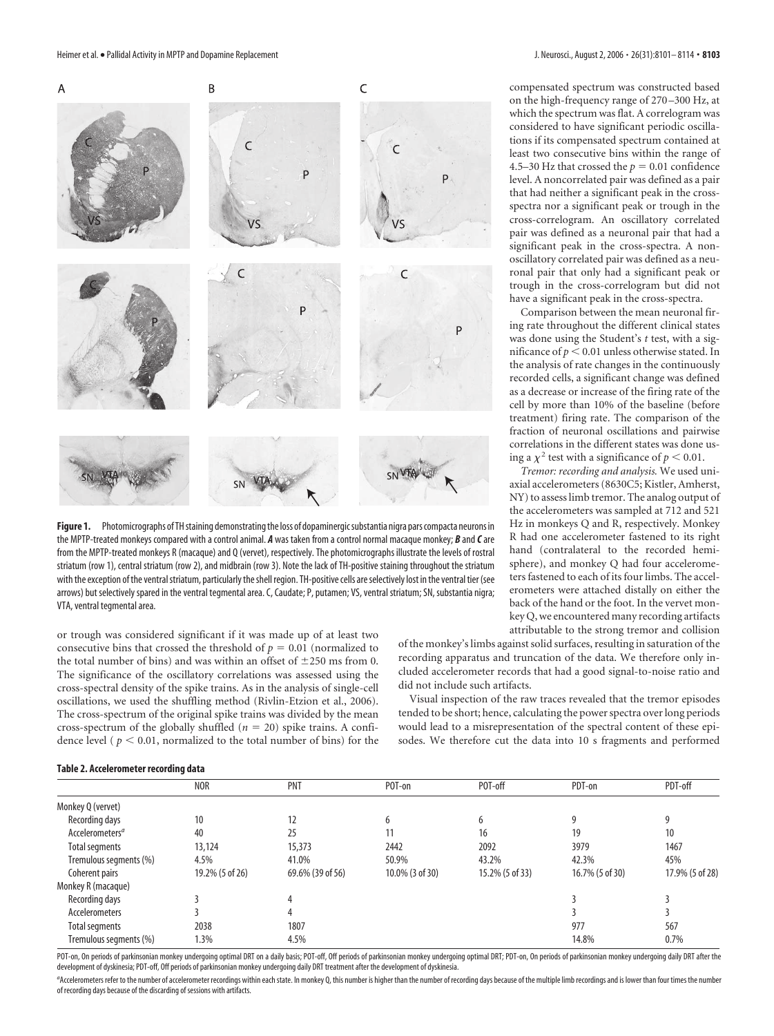**Figure 1.** Photomicrographs of TH staining demonstrating the loss of dopaminergic substantia nigra pars compacta neurons in the MPTP-treated monkeys compared with a control animal. ***A*** was taken from a control normal macaque monkey; ***B*** and ***C*** are from the MPTP-treated monkeys R (macaque) and Q (vervet), respectively. The photomicrographs illustrate the levels of rostral striatum (row 1), central striatum (row 2), and midbrain (row 3). Note the lack of TH-positive staining throughout the striatum with the exception of the ventral striatum, particularly the shell region. TH-positive cells are selectively lost in the ventral tier (see arrows) but selectively spared in the ventral tegmental area. C, Caudate; P, putamen; VS, ventral striatum; SN, substantia nigra; VTA, ventral tegmental area.

or trough was considered significant if it was made up of at least two consecutive bins that crossed the threshold of $p = 0.01$ (normalized to the total number of bins) and was within an offset of $\pm 250$ ms from 0. The significance of the oscillatory correlations was assessed using the cross-spectral density of the spike trains. As in the analysis of single-cell oscillations, we used the shuffling method (Rivlin-Etzion et al., 2006). The cross-spectrum of the original spike trains was divided by the mean cross-spectrum of the globally shuffled ($n = 20$) spike trains. A confidence level ($p < 0.01$, normalized to the total number of bins) for the compensated spectrum was constructed based on the high-frequency range of 270–300 Hz, at which the spectrum was flat. A correlogram was considered to have significant periodic oscillations if its compensated spectrum contained at least two consecutive bins within the range of 4.5–30 Hz that crossed the $p = 0.01$ confidence level. A noncorrelated pair was defined as a pair that had neither a significant peak in the cross-spectra nor a significant peak or trough in the cross-correlogram. An oscillatory correlated pair was defined as a neuronal pair that had a significant peak in the cross-spectra. A nonoscillatory correlated pair was defined as a neuronal pair that only had a significant peak or trough in the cross-correlogram but did not have a significant peak in the cross-spectra.

Comparison between the mean neuronal firing rate throughout the different clinical states was done using the Student's *t* test, with a significance of $p < 0.01$ unless otherwise stated. In the analysis of rate changes in the continuously recorded cells, a significant change was defined as a decrease or increase of the firing rate of the cell by more than 10% of the baseline (before treatment) firing rate. The comparison of the fraction of neuronal oscillations and pairwise correlations in the different states was done using a $\chi^2$ test with a significance of $p < 0.01$.

*Tremor: recording and analysis.* We used uniaxial accelerometers (8630C5; Kistler, Amherst, NY) to assess limb tremor. The analog output of the accelerometers was sampled at 712 and 521 Hz in monkeys Q and R, respectively. Monkey R had one accelerometer fastened to its right hand (contralateral to the recorded hemisphere), and monkey Q had four accelerometers fastened to each of its four limbs. The accelerometers were attached distally on either the back of the hand or the foot. In the vervet monkey Q, we encountered many recording artifacts attributable to the strong tremor and collision of the monkey's limbs against solid surfaces, resulting in saturation of the recording apparatus and truncation of the data. We therefore only included accelerometer records that had a good signal-to-noise ratio and did not include such artifacts.

Visual inspection of the raw traces revealed that the tremor episodes tended to be short; hence, calculating the power spectra over long periods would lead to a misrepresentation of the spectral content of these episodes. We therefore cut the data into 10 s fragments and performed

**Table 2. Accelerometer recording data**

| | NOR | PNT | POT-on | POT-off | PDT-on | PDT-off |
|---|---|---|---|---|---|---|
| Monkey Q (vervet) | | | | | | |
| Recording days | 10 | 12 | 6 | 6 | 9 | 9 |
| Accelerometers[a] | 40 | 25 | 11 | 16 | 19 | 10 |
| Total segments | 13,124 | 15,373 | 2442 | 2092 | 3979 | 1467 |
| Tremulous segments (%) | 4.5% | 41.0% | 50.9% | 43.2% | 42.3% | 45% |
| Coherent pairs | 19.2% (5 of 26) | 69.6% (39 of 56) | 10.0% (3 of 30) | 15.2% (5 of 33) | 16.7% (5 of 30) | 17.9% (5 of 28) |
| Monkey R (macaque) | | | | | | |
| Recording days | 3 | 4 | | | 3 | 3 |
| Accelerometers | 3 | 4 | | | 3 | 3 |
| Total segments | 2038 | 1807 | | | 977 | 567 |
| Tremulous segments (%) | 1.3% | 4.5% | | | 14.8% | 0.7% |

POT-on, On periods of parkinsonian monkey undergoing optimal DRT on a daily basis; POT-off, Off periods of parkinsonian monkey undergoing optimal DRT; PDT-on, On periods of parkinsonian monkey undergoing daily DRT after the development of dyskinesia; PDT-off, Off periods of parkinsonian monkey undergoing daily DRT treatment after the development of dyskinesia.

[a]Accelerometers refer to the number of accelerometer recordings within each state. In monkey Q, this number is higher than the number of recording days because of the multiple limb recordings and is lower than four times the number of recording days because of the discarding of sessions with artifacts.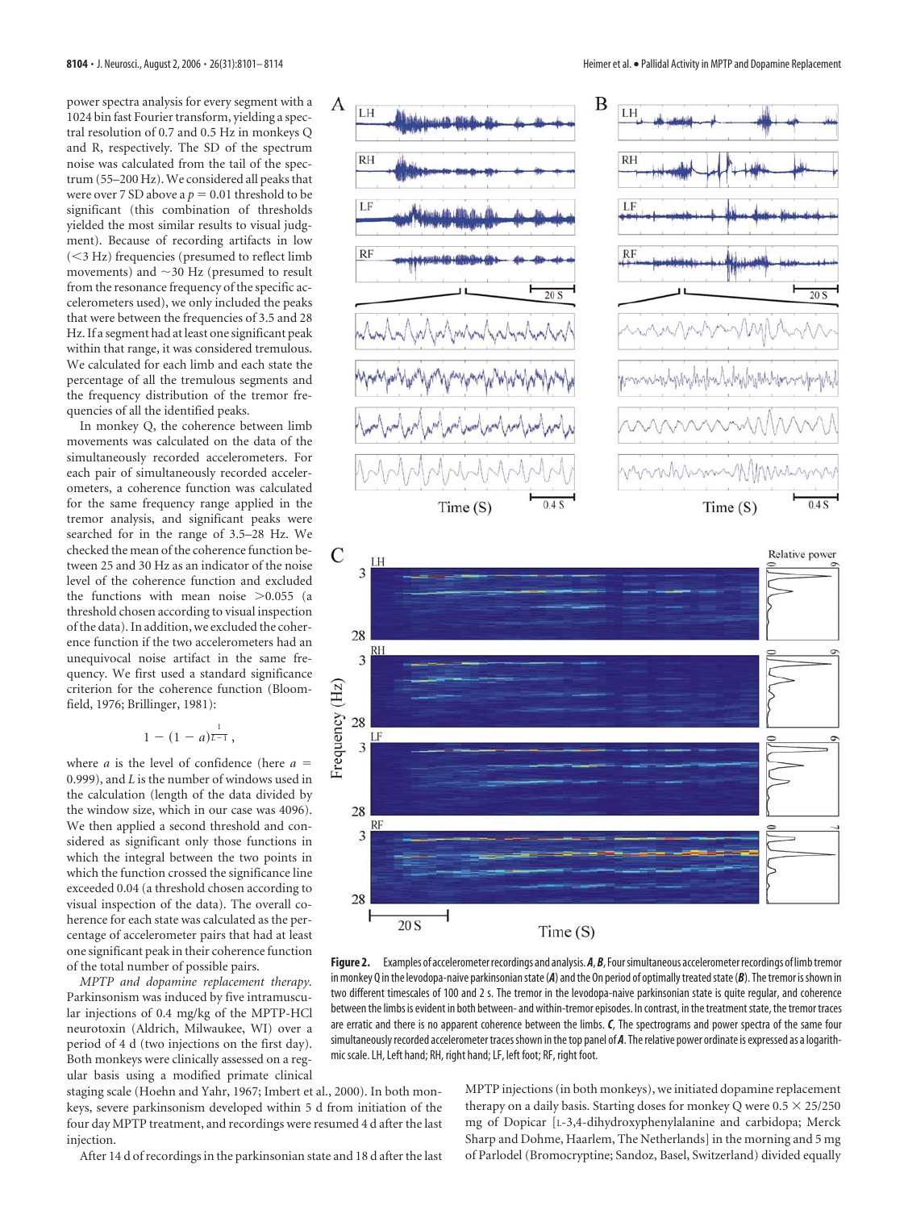power spectra analysis for every segment with a 1024 bin fast Fourier transform, yielding a spectral resolution of 0.7 and 0.5 Hz in monkeys Q and R, respectively. The SD of the spectrum noise was calculated from the tail of the spectrum (55–200 Hz). We considered all peaks that were over 7 SD above a $p = 0.01$ threshold to be significant (this combination of thresholds yielded the most similar results to visual judgment). Because of recording artifacts in low (<3 Hz) frequencies (presumed to reflect limb movements) and ~30 Hz (presumed to result from the resonance frequency of the specific accelerometers used), we only included the peaks that were between the frequencies of 3.5 and 28 Hz. If a segment had at least one significant peak within that range, it was considered tremulous. We calculated for each limb and each state the percentage of all the tremulous segments and the frequency distribution of the tremor frequencies of all the identified peaks.

In monkey Q, the coherence between limb movements was calculated on the data of the simultaneously recorded accelerometers. For each pair of simultaneously recorded accelerometers, a coherence function was calculated for the same frequency range applied in the tremor analysis, and significant peaks were searched for in the range of 3.5–28 Hz. We checked the mean of the coherence function between 25 and 30 Hz as an indicator of the noise level of the coherence function and excluded the functions with mean noise >0.055 (a threshold chosen according to visual inspection of the data). In addition, we excluded the coherence function if the two accelerometers had an unequivocal noise artifact in the same frequency. We first used a standard significance criterion for the coherence function (Bloomfield, 1976; Brillinger, 1981):

$$1 - (1 - a)^{\frac{1}{L-1}},$$

where $a$ is the level of confidence (here $a = 0.999$), and $L$ is the number of windows used in the calculation (length of the data divided by the window size, which in our case was 4096). We then applied a second threshold and considered as significant only those functions in which the integral between the two points in which the function crossed the significance line exceeded 0.04 (a threshold chosen according to visual inspection of the data). The overall coherence for each state was calculated as the percentage of accelerometer pairs that had at least one significant peak in their coherence function of the total number of possible pairs.

*MPTP and dopamine replacement therapy.* Parkinsonism was induced by five intramuscular injections of 0.4 mg/kg of the MPTP-HCl neurotoxin (Aldrich, Milwaukee, WI) over a period of 4 d (two injections on the first day). Both monkeys were clinically assessed on a regular basis using a modified primate clinical staging scale (Hoehn and Yahr, 1967; Imbert et al., 2000). In both monkeys, severe parkinsonism developed within 5 d from initiation of the four day MPTP treatment, and recordings were resumed 4 d after the last injection.

After 14 d of recordings in the parkinsonian state and 18 d after the last MPTP injections (in both monkeys), we initiated dopamine replacement therapy on a daily basis. Starting doses for monkey Q were 0.5 × 25/250 mg of Dopicar [L-3,4-dihydroxyphenylalanine and carbidopa; Merck Sharp and Dohme, Haarlem, The Netherlands] in the morning and 5 mg of Parlodel (Bromocryptine; Sandoz, Basel, Switzerland) divided equally

**Figure 2.** Examples of accelerometer recordings and analysis. ***A***, ***B***, Four simultaneous accelerometer recordings of limb tremor in monkey Q in the levodopa-naive parkinsonian state (***A***) and the On period of optimally treated state (***B***). The tremor is shown in two different timescales of 100 and 2 s. The tremor in the levodopa-naive parkinsonian state is quite regular, and coherence between the limbs is evident in both between- and within-tremor episodes. In contrast, in the treatment state, the tremor traces are erratic and there is no apparent coherence between the limbs. ***C***, The spectrograms and power spectra of the same four simultaneously recorded accelerometer traces shown in the top panel of ***A***. The relative power ordinate is expressed as a logarithmic scale. LH, Left hand; RH, right hand; LF, left foot; RF, right foot.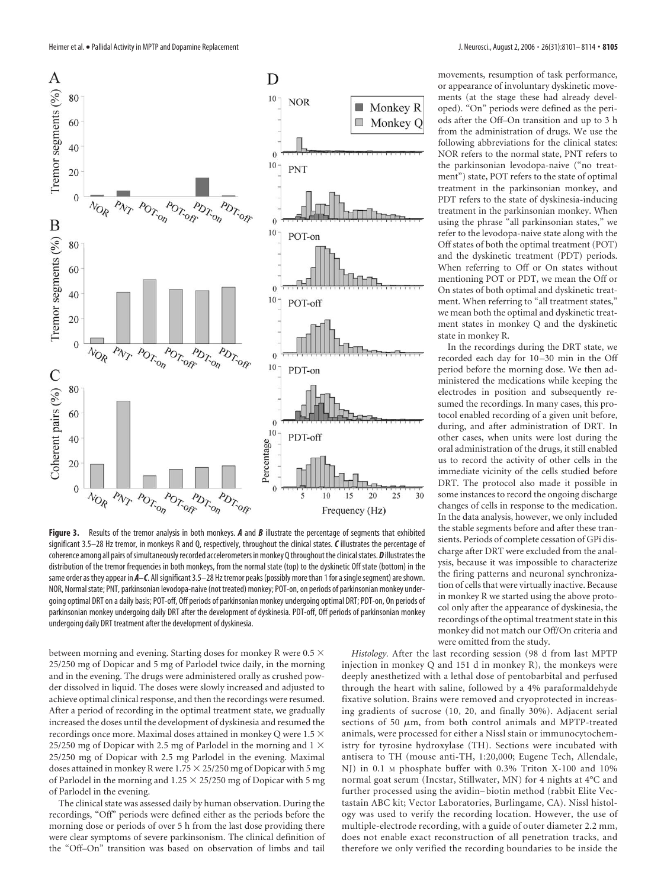A

Tremor segments (%)

80
60
40
20
0

NOR PNT POT-on POT-off PDT-on PDT-off

B

Tremor segments (%)

80
60
40
20
0

NOR PNT POT-on POT-off PDT-on PDT-off

C

Coherent pairs (%)

80
60
40
20
0

NOR PNT POT-on POT-off PDT-on PDT-off

D

Monkey R
Monkey Q

NOR
PNT
POT-on
POT-off
PDT-on
PDT-off

Percentage

10
0

5 10 15 20 25 30

Frequency (Hz)

**Figure 3.** Results of the tremor analysis in both monkeys. ***A*** and ***B*** illustrate the percentage of segments that exhibited significant 3.5–28 Hz tremor, in monkeys R and Q, respectively, throughout the clinical states. ***C*** illustrates the percentage of coherence among all pairs of simultaneously recorded accelerometers in monkey Q throughout the clinical states. ***D*** illustrates the distribution of the tremor frequencies in both monkeys, from the normal state (top) to the dyskinetic Off state (bottom) in the same order as they appear in ***A–C***. All significant 3.5–28 Hz tremor peaks (possibly more than 1 for a single segment) are shown. NOR, Normal state; PNT, parkinsonian levodopa-naive (not treated) monkey; POT-on, on periods of parkinsonian monkey undergoing optimal DRT on a daily basis; POT-off, Off periods of parkinsonian monkey undergoing optimal DRT; PDT-on, On periods of parkinsonian monkey undergoing daily DRT after the development of dyskinesia. PDT-off, Off periods of parkinsonian monkey undergoing daily DRT treatment after the development of dyskinesia.

between morning and evening. Starting doses for monkey R were 0.5 × 25/250 mg of Dopicar and 5 mg of Parlodel twice daily, in the morning and in the evening. The drugs were administered orally as crushed powder dissolved in liquid. The doses were slowly increased and adjusted to achieve optimal clinical response, and then the recordings were resumed. After a period of recording in the optimal treatment state, we gradually increased the doses until the development of dyskinesia and resumed the recordings once more. Maximal doses attained in monkey Q were 1.5 × 25/250 mg of Dopicar with 2.5 mg of Parlodel in the morning and 1 × 25/250 mg of Dopicar with 2.5 mg Parlodel in the evening. Maximal doses attained in monkey R were 1.75 × 25/250 mg of Dopicar with 5 mg of Parlodel in the morning and 1.25 × 25/250 mg of Dopicar with 5 mg of Parlodel in the evening.

The clinical state was assessed daily by human observation. During the recordings, "Off" periods were defined either as the periods before the morning dose or periods of over 5 h from the last dose providing there were clear symptoms of severe parkinsonism. The clinical definition of the "Off–On" transition was based on observation of limbs and tail movements, resumption of task performance, or appearance of involuntary dyskinetic movements (at the stage these had already developed). "On" periods were defined as the periods after the Off–On transition and up to 3 h from the administration of drugs. We use the following abbreviations for the clinical states: NOR refers to the normal state, PNT refers to the parkinsonian levodopa-naive ("no treatment") state, POT refers to the state of optimal treatment in the parkinsonian monkey, and PDT refers to the state of dyskinesia-inducing treatment in the parkinsonian monkey. When using the phrase "all parkinsonian states," we refer to the levodopa-naive state along with the Off states of both the optimal treatment (POT) and the dyskinetic treatment (PDT) periods. When referring to Off or On states without mentioning POT or PDT, we mean the Off or On states of both optimal and dyskinetic treatment. When referring to "all treatment states," we mean both the optimal and dyskinetic treatment states in monkey Q and the dyskinetic state in monkey R.

In the recordings during the DRT state, we recorded each day for 10–30 min in the Off period before the morning dose. We then administered the medications while keeping the electrodes in position and subsequently resumed the recordings. In many cases, this protocol enabled recording of a given unit before, during, and after administration of DRT. In other cases, when units were lost during the oral administration of the drugs, it still enabled us to record the activity of other cells in the immediate vicinity of the cells studied before DRT. The protocol also made it possible in some instances to record the ongoing discharge changes of cells in response to the medication. In the data analysis, however, we only included the stable segments before and after these transients. Periods of complete cessation of GPi discharge after DRT were excluded from the analysis, because it was impossible to characterize the firing patterns and neuronal synchronization of cells that were virtually inactive. Because in monkey R we started using the above protocol only after the appearance of dyskinesia, the recordings of the optimal treatment state in this monkey did not match our Off/On criteria and were omitted from the study.

*Histology.* After the last recording session (98 d from last MPTP injection in monkey Q and 151 d in monkey R), the monkeys were deeply anesthetized with a lethal dose of pentobarbital and perfused through the heart with saline, followed by a 4% paraformaldehyde fixative solution. Brains were removed and cryoprotected in increasing gradients of sucrose (10, 20, and finally 30%). Adjacent serial sections of 50 μm, from both control animals and MPTP-treated animals, were processed for either a Nissl stain or immunocytochemistry for tyrosine hydroxylase (TH). Sections were incubated with antisera to TH (mouse anti-TH, 1:20,000; Eugene Tech, Allendale, NJ) in 0.1 M phosphate buffer with 0.3% Triton X-100 and 10% normal goat serum (Incstar, Stillwater, MN) for 4 nights at 4°C and further processed using the avidin–biotin method (rabbit Elite Vectastain ABC kit; Vector Laboratories, Burlingame, CA). Nissl histology was used to verify the recording location. However, the use of multiple-electrode recording, with a guide of outer diameter 2.2 mm, does not enable exact reconstruction of all penetration tracks, and therefore we only verified the recording boundaries to be inside the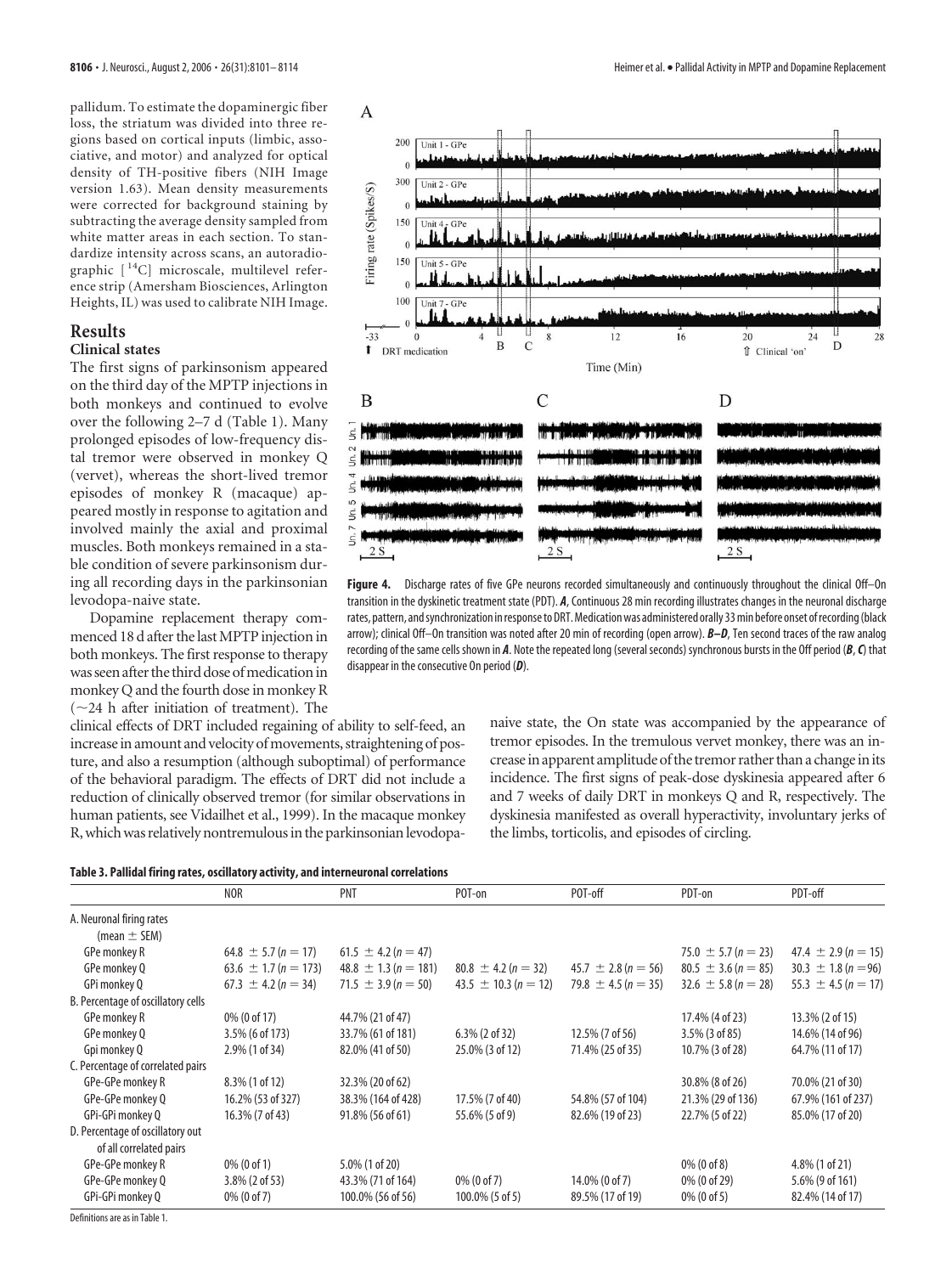pallidum. To estimate the dopaminergic fiber loss, the striatum was divided into three regions based on cortical inputs (limbic, associative, and motor) and analyzed for optical density of TH-positive fibers (NIH Image version 1.63). Mean density measurements were corrected for background staining by subtracting the average density sampled from white matter areas in each section. To standardize intensity across scans, an autoradiographic [$^{14}$C] microscale, multilevel reference strip (Amersham Biosciences, Arlington Heights, IL) was used to calibrate NIH Image.

## Results

### Clinical states

The first signs of parkinsonism appeared on the third day of the MPTP injections in both monkeys and continued to evolve over the following 2–7 d (Table 1). Many prolonged episodes of low-frequency distal tremor were observed in monkey Q (vervet), whereas the short-lived tremor episodes of monkey R (macaque) appeared mostly in response to agitation and involved mainly the axial and proximal muscles. Both monkeys remained in a stable condition of severe parkinsonism during all recording days in the parkinsonian levodopa-naive state.

Dopamine replacement therapy commenced 18 d after the last MPTP injection in both monkeys. The first response to therapy was seen after the third dose of medication in monkey Q and the fourth dose in monkey R (~24 h after initiation of treatment). The clinical effects of DRT included regaining of ability to self-feed, an increase in amount and velocity of movements, straightening of posture, and also a resumption (although suboptimal) of performance of the behavioral paradigm. The effects of DRT did not include a reduction of clinically observed tremor (for similar observations in human patients, see Vidailhet et al., 1999). In the macaque monkey R, which was relatively nontremulous in the parkinsonian levodopa-naive state, the On state was accompanied by the appearance of tremor episodes. In the tremulous vervet monkey, there was an increase in apparent amplitude of the tremor rather than a change in its incidence. The first signs of peak-dose dyskinesia appeared after 6 and 7 weeks of daily DRT in monkeys Q and R, respectively. The dyskinesia manifested as overall hyperactivity, involuntary jerks of the limbs, torticolis, and episodes of circling.

**Figure 4.** Discharge rates of five GPe neurons recorded simultaneously and continuously throughout the clinical Off–On transition in the dyskinetic treatment state (PDT). ***A***, Continuous 28 min recording illustrates changes in the neuronal discharge rates, pattern, and synchronization in response to DRT. Medication was administered orally 33 min before onset of recording (black arrow); clinical Off–On transition was noted after 20 min of recording (open arrow). ***B–D***, Ten second traces of the raw analog recording of the same cells shown in ***A***. Note the repeated long (several seconds) synchronous bursts in the Off period (***B***, ***C***) that disappear in the consecutive On period (***D***).

**Table 3. Pallidal firing rates, oscillatory activity, and interneuronal correlations**

| | NOR | PNT | POT-on | POT-off | PDT-on | PDT-off |
|---|---|---|---|---|---|---|
| A. Neuronal firing rates (mean ± SEM) | | | | | | |
| GPe monkey R | 64.8 ± 5.7 (n = 17) | 61.5 ± 4.2 (n = 47) | | | 75.0 ± 5.7 (n = 23) | 47.4 ± 2.9 (n = 15) |
| GPe monkey Q | 63.6 ± 1.7 (n = 173) | 48.8 ± 1.3 (n = 181) | 80.8 ± 4.2 (n = 32) | 45.7 ± 2.8 (n = 56) | 80.5 ± 3.6 (n = 85) | 30.3 ± 1.8 (n = 96) |
| GPi monkey Q | 67.3 ± 4.2 (n = 34) | 71.5 ± 3.9 (n = 50) | 43.5 ± 10.3 (n = 12) | 79.8 ± 4.5 (n = 35) | 32.6 ± 5.8 (n = 28) | 55.3 ± 4.5 (n = 17) |
| B. Percentage of oscillatory cells | | | | | | |
| GPe monkey R | 0% (0 of 17) | 44.7% (21 of 47) | | | 17.4% (4 of 23) | 13.3% (2 of 15) |
| GPe monkey Q | 3.5% (6 of 173) | 33.7% (61 of 181) | 6.3% (2 of 32) | 12.5% (7 of 56) | 3.5% (3 of 85) | 14.6% (14 of 96) |
| Gpi monkey Q | 2.9% (1 of 34) | 82.0% (41 of 50) | 25.0% (3 of 12) | 71.4% (25 of 35) | 10.7% (3 of 28) | 64.7% (11 of 17) |
| C. Percentage of correlated pairs | | | | | | |
| GPe-GPe monkey R | 8.3% (1 of 12) | 32.3% (20 of 62) | | | 30.8% (8 of 26) | 70.0% (21 of 30) |
| GPe-GPe monkey Q | 16.2% (53 of 327) | 38.3% (164 of 428) | 17.5% (7 of 40) | 54.8% (57 of 104) | 21.3% (29 of 136) | 67.9% (161 of 237) |
| GPi-GPi monkey Q | 16.3% (7 of 43) | 91.8% (56 of 61) | 55.6% (5 of 9) | 82.6% (19 of 23) | 22.7% (5 of 22) | 85.0% (17 of 20) |
| D. Percentage of oscillatory out of all correlated pairs | | | | | | |
| GPe-GPe monkey R | 0% (0 of 1) | 5.0% (1 of 20) | | | 0% (0 of 8) | 4.8% (1 of 21) |
| GPe-GPe monkey Q | 3.8% (2 of 53) | 43.3% (71 of 164) | 0% (0 of 7) | 14.0% (0 of 7) | 0% (0 of 29) | 5.6% (9 of 161) |
| GPi-GPi monkey Q | 0% (0 of 7) | 100.0% (56 of 56) | 100.0% (5 of 5) | 89.5% (17 of 19) | 0% (0 of 5) | 82.4% (14 of 17) |

Definitions are as in Table 1.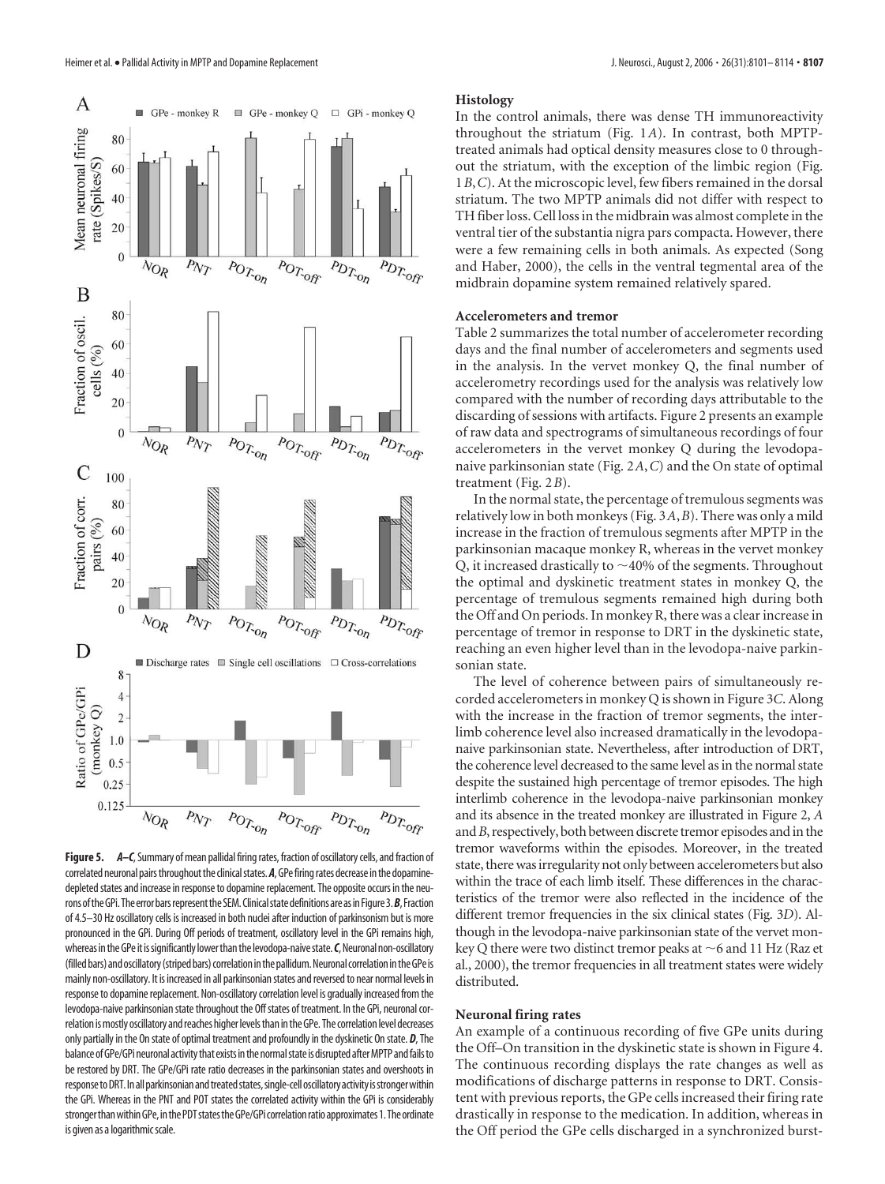**Figure 5.** ***A–C***, Summary of mean pallidal firing rates, fraction of oscillatory cells, and fraction of correlated neuronal pairs throughout the clinical states. ***A***, GPe firing rates decrease in the dopamine-depleted states and increase in response to dopamine replacement. The opposite occurs in the neurons of the GPi. The error bars represent the SEM. Clinical state definitions are as in Figure 3. ***B***, Fraction of 4.5–30 Hz oscillatory cells is increased in both nuclei after induction of parkinsonism but is more pronounced in the GPi. During Off periods of treatment, oscillatory level in the GPi remains high, whereas in the GPe it is significantly lower than the levodopa-naive state. ***C***, Neuronal non-oscillatory (filled bars) and oscillatory (striped bars) correlation in the pallidum. Neuronal correlation in the GPe is mainly non-oscillatory. It is increased in all parkinsonian states and reversed to near normal levels in response to dopamine replacement. Non-oscillatory correlation level is gradually increased from the levodopa-naive parkinsonian state throughout the Off states of treatment. In the GPi, neuronal correlation is mostly oscillatory and reaches higher levels than in the GPe. The correlation level decreases only partially in the On state of optimal treatment and profoundly in the dyskinetic On state. ***D***, The balance of GPe/GPi neuronal activity that exists in the normal state is disrupted after MPTP and fails to be restored by DRT. The GPe/GPi rate ratio decreases in the parkinsonian states and overshoots in response to DRT. In all parkinsonian and treated states, single-cell oscillatory activity is stronger within the GPi. Whereas in the PNT and POT states the correlated activity within the GPi is considerably stronger than within GPe, in the PDT states the GPe/GPi correlation ratio approximates 1. The ordinate is given as a logarithmic scale.

### Histology

In the control animals, there was dense TH immunoreactivity throughout the striatum (Fig. 1*A*). In contrast, both MPTP-treated animals had optical density measures close to 0 throughout the striatum, with the exception of the limbic region (Fig. 1*B*,*C*). At the microscopic level, few fibers remained in the dorsal striatum. The two MPTP animals did not differ with respect to TH fiber loss. Cell loss in the midbrain was almost complete in the ventral tier of the substantia nigra pars compacta. However, there were a few remaining cells in both animals. As expected (Song and Haber, 2000), the cells in the ventral tegmental area of the midbrain dopamine system remained relatively spared.

### Accelerometers and tremor

Table 2 summarizes the total number of accelerometer recording days and the final number of accelerometers and segments used in the analysis. In the vervet monkey Q, the final number of accelerometry recordings used for the analysis was relatively low compared with the number of recording days attributable to the discarding of sessions with artifacts. Figure 2 presents an example of raw data and spectrograms of simultaneous recordings of four accelerometers in the vervet monkey Q during the levodopa-naive parkinsonian state (Fig. 2*A*,*C*) and the On state of optimal treatment (Fig. 2*B*).

In the normal state, the percentage of tremulous segments was relatively low in both monkeys (Fig. 3*A*,*B*). There was only a mild increase in the fraction of tremulous segments after MPTP in the parkinsonian macaque monkey R, whereas in the vervet monkey Q, it increased drastically to ~40% of the segments. Throughout the optimal and dyskinetic treatment states in monkey Q, the percentage of tremulous segments remained high during both the Off and On periods. In monkey R, there was a clear increase in percentage of tremor in response to DRT in the dyskinetic state, reaching an even higher level than in the levodopa-naive parkinsonian state.

The level of coherence between pairs of simultaneously recorded accelerometers in monkey Q is shown in Figure 3*C*. Along with the increase in the fraction of tremor segments, the interlimb coherence level also increased dramatically in the levodopa-naive parkinsonian state. Nevertheless, after introduction of DRT, the coherence level decreased to the same level as in the normal state despite the sustained high percentage of tremor episodes. The high interlimb coherence in the levodopa-naive parkinsonian monkey and its absence in the treated monkey are illustrated in Figure 2, *A* and *B*, respectively, both between discrete tremor episodes and in the tremor waveforms within the episodes. Moreover, in the treated state, there was irregularity not only between accelerometers but also within the trace of each limb itself. These differences in the characteristics of the tremor were also reflected in the incidence of the different tremor frequencies in the six clinical states (Fig. 3*D*). Although in the levodopa-naive parkinsonian state of the vervet monkey Q there were two distinct tremor peaks at ~6 and 11 Hz (Raz et al., 2000), the tremor frequencies in all treatment states were widely distributed.

### Neuronal firing rates

An example of a continuous recording of five GPe units during the Off–On transition in the dyskinetic state is shown in Figure 4. The continuous recording displays the rate changes as well as modifications of discharge patterns in response to DRT. Consistent with previous reports, the GPe cells increased their firing rate drastically in response to the medication. In addition, whereas in the Off period the GPe cells discharged in a synchronized burst-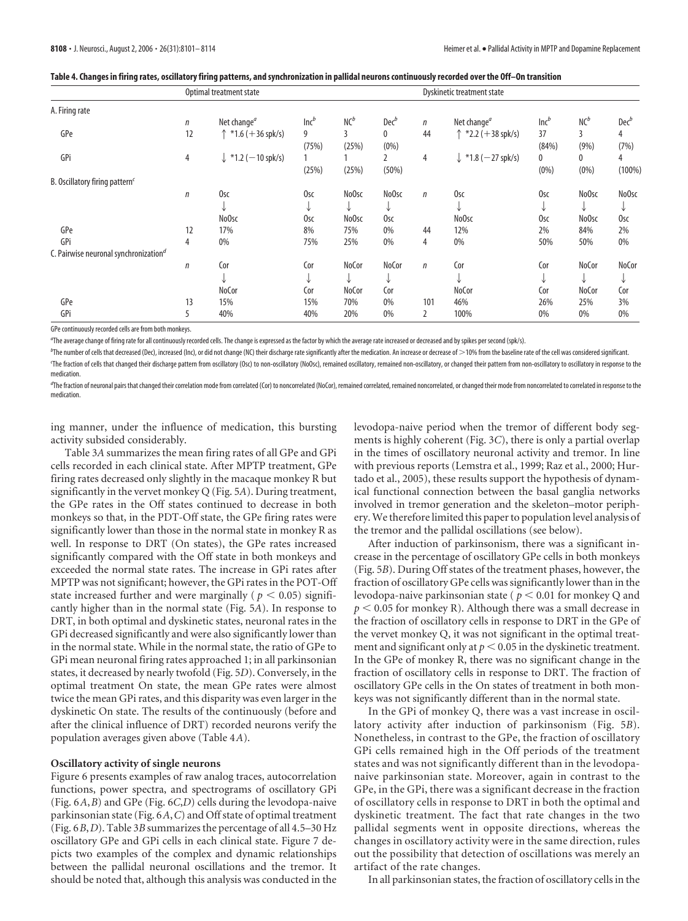**Table 4. Changes in firing rates, oscillatory firing patterns, and synchronization in pallidal neurons continuously recorded over the Off–On transition**

| | Optimal treatment state | | | | | Dyskinetic treatment state | | | | |
|---|---|---|---|---|---|---|---|---|---|---|
| **A. Firing rate** | | | | | | | | | | |
| | $n$ | Net change[a] | Inc[b] | NC[b] | Dec[b] | $n$ | Net change[a] | Inc[b] | NC[b] | Dec[b] |
| GPe | 12 | ↑ *1.6 (+36 spk/s) | 9 (75%) | 3 (25%) | 0 (0%) | 44 | ↑ *2.2 (+38 spk/s) | 37 (84%) | 3 (9%) | 4 (7%) |
| GPi | 4 | ↓ *1.2 (−10 spk/s) | 1 (25%) | 1 (25%) | 2 (50%) | 4 | ↓ *1.8 (−27 spk/s) | 0 (0%) | 0 (0%) | 4 (100%) |
| **B. Oscillatory firing pattern**[c] | | | | | | | | | | |
| | $n$ | Osc ↓ NoOsc | Osc ↓ Osc | NoOsc ↓ NoOsc | NoOsc ↓ Osc | $n$ | Osc ↓ NoOsc | Osc ↓ Osc | NoOsc ↓ NoOsc | NoOsc ↓ Osc |
| GPe | 12 | 17% | 8% | 75% | 0% | 44 | 12% | 2% | 84% | 2% |
| GPi | 4 | 0% | 75% | 25% | 0% | 4 | 0% | 50% | 50% | 0% |
| **C. Pairwise neuronal synchronization**[d] | | | | | | | | | | |
| | $n$ | Cor ↓ NoCor | Cor ↓ Cor | NoCor ↓ NoCor | NoCor ↓ Cor | $n$ | Cor ↓ NoCor | Cor ↓ Cor | NoCor ↓ NoCor | NoCor ↓ Cor |
| GPe | 13 | 15% | 15% | 70% | 0% | 101 | 46% | 26% | 25% | 3% |
| GPi | 5 | 40% | 40% | 20% | 0% | 2 | 100% | 0% | 0% | 0% |

GPe continuously recorded cells are from both monkeys.

[a]The average change of firing rate for all continuously recorded cells. The change is expressed as the factor by which the average rate increased or decreased and by spikes per second (spk/s).

[b]The number of cells that decreased (Dec), increased (Inc), or did not change (NC) their discharge rate significantly after the medication. An increase or decrease of >10% from the baseline rate of the cell was considered significant.

[c]The fraction of cells that changed their discharge pattern from oscillatory (Osc) to non-oscillatory (NoOsc), remained oscillatory, remained non-oscillatory, or changed their pattern from non-oscillatory to oscillatory in response to the medication.

[d]The fraction of neuronal pairs that changed their correlation mode from correlated (Cor) to noncorrelated (NoCor), remained correlated, remained noncorrelated, or changed their mode from noncorrelated to correlated in response to the medication.

ing manner, under the influence of medication, this bursting activity subsided considerably.

Table 3*A* summarizes the mean firing rates of all GPe and GPi cells recorded in each clinical state. After MPTP treatment, GPe firing rates decreased only slightly in the macaque monkey R but significantly in the vervet monkey Q (Fig. 5*A*). During treatment, the GPe rates in the Off states continued to decrease in both monkeys so that, in the PDT-Off state, the GPe firing rates were significantly lower than those in the normal state in monkey R as well. In response to DRT (On states), the GPe rates increased significantly compared with the Off state in both monkeys and exceeded the normal state rates. The increase in GPi rates after MPTP was not significant; however, the GPi rates in the POT-Off state increased further and were marginally ($p < 0.05$) significantly higher than in the normal state (Fig. 5*A*). In response to DRT, in both optimal and dyskinetic states, neuronal rates in the GPi decreased significantly and were also significantly lower than in the normal state. While in the normal state, the ratio of GPe to GPi mean neuronal firing rates approached 1; in all parkinsonian states, it decreased by nearly twofold (Fig. 5*D*). Conversely, in the optimal treatment On state, the mean GPe rates were almost twice the mean GPi rates, and this disparity was even larger in the dyskinetic On state. The results of the continuously (before and after the clinical influence of DRT) recorded neurons verify the population averages given above (Table 4*A*).

### Oscillatory activity of single neurons

Figure 6 presents examples of raw analog traces, autocorrelation functions, power spectra, and spectrograms of oscillatory GPi (Fig. 6*A*,*B*) and GPe (Fig. 6*C*,*D*) cells during the levodopa-naive parkinsonian state (Fig. 6*A*,*C*) and Off state of optimal treatment (Fig. 6*B*,*D*). Table 3*B* summarizes the percentage of all 4.5–30 Hz oscillatory GPe and GPi cells in each clinical state. Figure 7 depicts two examples of the complex and dynamic relationships between the pallidal neuronal oscillations and the tremor. It should be noted that, although this analysis was conducted in the levodopa-naive period when the tremor of different body segments is highly coherent (Fig. 3*C*), there is only a partial overlap in the times of oscillatory neuronal activity and tremor. In line with previous reports (Lemstra et al., 1999; Raz et al., 2000; Hurtado et al., 2005), these results support the hypothesis of dynamical functional connection between the basal ganglia networks involved in tremor generation and the skeleton–motor periphery. We therefore limited this paper to population level analysis of the tremor and the pallidal oscillations (see below).

After induction of parkinsonism, there was a significant increase in the percentage of oscillatory GPe cells in both monkeys (Fig. 5*B*). During Off states of the treatment phases, however, the fraction of oscillatory GPe cells was significantly lower than in the levodopa-naive parkinsonian state ($p < 0.01$ for monkey Q and $p < 0.05$ for monkey R). Although there was a small decrease in the fraction of oscillatory cells in response to DRT in the GPe of the vervet monkey Q, it was not significant in the optimal treatment and significant only at $p < 0.05$ in the dyskinetic treatment. In the GPe of monkey R, there was no significant change in the fraction of oscillatory cells in response to DRT. The fraction of oscillatory GPe cells in the On states of treatment in both monkeys was not significantly different than in the normal state.

In the GPi of monkey Q, there was a vast increase in oscillatory activity after induction of parkinsonism (Fig. 5*B*). Nonetheless, in contrast to the GPe, the fraction of oscillatory GPi cells remained high in the Off periods of the treatment states and was not significantly different than in the levodopa-naive parkinsonian state. Moreover, again in contrast to the GPe, in the GPi, there was a significant decrease in the fraction of oscillatory cells in response to DRT in both the optimal and dyskinetic treatment. The fact that rate changes in the two pallidal segments went in opposite directions, whereas the changes in oscillatory activity were in the same direction, rules out the possibility that detection of oscillations was merely an artifact of the rate changes.

In all parkinsonian states, the fraction of oscillatory cells in the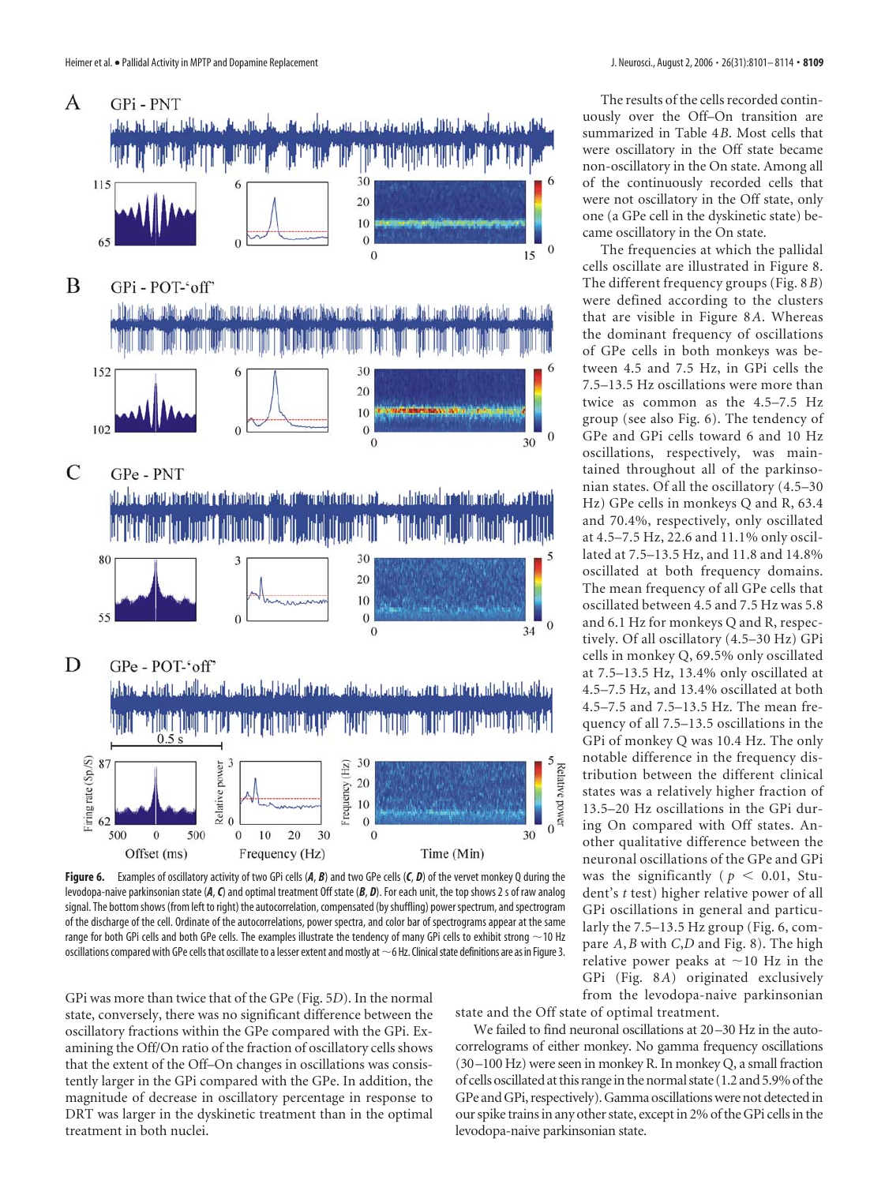**Figure 6.** Examples of oscillatory activity of two GPi cells (***A***, ***B***) and two GPe cells (***C***, ***D***) of the vervet monkey Q during the levodopa-naive parkinsonian state (***A***, ***C***) and optimal treatment Off state (***B***, ***D***). For each unit, the top shows 2 s of raw analog signal. The bottom shows (from left to right) the autocorrelation, compensated (by shuffling) power spectrum, and spectrogram of the discharge of the cell. Ordinate of the autocorrelations, power spectra, and color bar of spectrograms appear at the same range for both GPi cells and both GPe cells. The examples illustrate the tendency of many GPi cells to exhibit strong ~10 Hz oscillations compared with GPe cells that oscillate to a lesser extent and mostly at ~6 Hz. Clinical state definitions are as in Figure 3.

GPi was more than twice that of the GPe (Fig. 5*D*). In the normal state, conversely, there was no significant difference between the oscillatory fractions within the GPe compared with the GPi. Examining the Off/On ratio of the fraction of oscillatory cells shows that the extent of the Off–On changes in oscillations was consistently larger in the GPi compared with the GPe. In addition, the magnitude of decrease in oscillatory percentage in response to DRT was larger in the dyskinetic treatment than in the optimal treatment in both nuclei.

The results of the cells recorded continuously over the Off–On transition are summarized in Table 4*B*. Most cells that were oscillatory in the Off state became non-oscillatory in the On state. Among all of the continuously recorded cells that were not oscillatory in the Off state, only one (a GPe cell in the dyskinetic state) became oscillatory in the On state.

The frequencies at which the pallidal cells oscillate are illustrated in Figure 8. The different frequency groups (Fig. 8*B*) were defined according to the clusters that are visible in Figure 8*A*. Whereas the dominant frequency of oscillations of GPe cells in both monkeys was between 4.5 and 7.5 Hz, in GPi cells the 7.5–13.5 Hz oscillations were more than twice as common as the 4.5–7.5 Hz group (see also Fig. 6). The tendency of GPe and GPi cells toward 6 and 10 Hz oscillations, respectively, was maintained throughout all of the parkinsonian states. Of all the oscillatory (4.5–30 Hz) GPe cells in monkeys Q and R, 63.4 and 70.4%, respectively, only oscillated at 4.5–7.5 Hz, 22.6 and 11.1% only oscillated at 7.5–13.5 Hz, and 11.8 and 14.8% oscillated at both frequency domains. The mean frequency of all GPe cells that oscillated between 4.5 and 7.5 Hz was 5.8 and 6.1 Hz for monkeys Q and R, respectively. Of all oscillatory (4.5–30 Hz) GPi cells in monkey Q, 69.5% only oscillated at 7.5–13.5 Hz, 13.4% only oscillated at 4.5–7.5 Hz, and 13.4% oscillated at both 4.5–7.5 and 7.5–13.5 Hz. The mean frequency of all 7.5–13.5 oscillations in the GPi of monkey Q was 10.4 Hz. The only notable difference in the frequency distribution between the different clinical states was a relatively higher fraction of 13.5–20 Hz oscillations in the GPi during On compared with Off states. Another qualitative difference between the neuronal oscillations of the GPe and GPi was the significantly ($p < 0.01$, Student's *t* test) higher relative power of all GPi oscillations in general and particularly the 7.5–13.5 Hz group (Fig. 6, compare *A*, *B* with *C*,*D* and Fig. 8). The high relative power peaks at ~10 Hz in the GPi (Fig. 8*A*) originated exclusively from the levodopa-naive parkinsonian state and the Off state of optimal treatment.

We failed to find neuronal oscillations at 20–30 Hz in the autocorrelograms of either monkey. No gamma frequency oscillations (30–100 Hz) were seen in monkey R. In monkey Q, a small fraction of cells oscillated at this range in the normal state (1.2 and 5.9% of the GPe and GPi, respectively). Gamma oscillations were not detected in our spike trains in any other state, except in 2% of the GPi cells in the levodopa-naive parkinsonian state.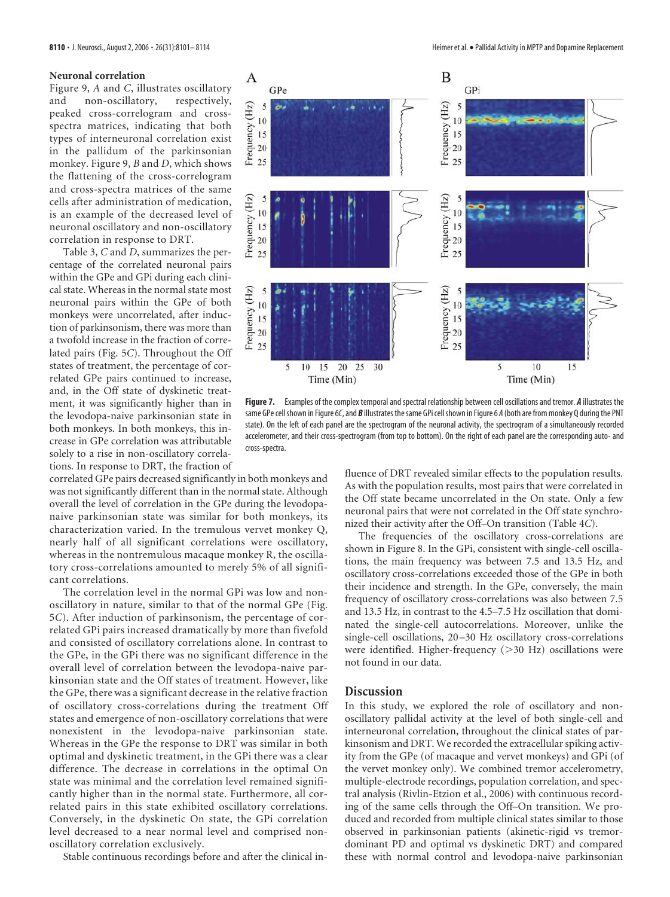#### Neuronal correlation

Figure 9, *A* and *C*, illustrates oscillatory and non-oscillatory, respectively, peaked cross-correlogram and cross-spectra matrices, indicating that both types of interneuronal correlation exist in the pallidum of the parkinsonian monkey. Figure 9, *B* and *D*, which shows the flattening of the cross-correlogram and cross-spectra matrices of the same cells after administration of medication, is an example of the decreased level of neuronal oscillatory and non-oscillatory correlation in response to DRT.

Table 3, *C* and *D*, summarizes the percentage of the correlated neuronal pairs within the GPe and GPi during each clinical state. Whereas in the normal state most neuronal pairs within the GPe of both monkeys were uncorrelated, after induction of parkinsonism, there was more than a twofold increase in the fraction of correlated pairs (Fig. 5*C*). Throughout the Off states of treatment, the percentage of correlated GPe pairs continued to increase, and, in the Off state of dyskinetic treatment, it was significantly higher than in the levodopa-naive parkinsonian state in both monkeys. In both monkeys, this increase in GPe correlation was attributable solely to a rise in non-oscillatory correlations. In response to DRT, the fraction of correlated GPe pairs decreased significantly in both monkeys and was not significantly different than in the normal state. Although overall the level of correlation in the GPe during the levodopa-naive parkinsonian state was similar for both monkeys, its characterization varied. In the tremulous vervet monkey Q, nearly half of all significant correlations were oscillatory, whereas in the nontremulous macaque monkey R, the oscillatory cross-correlations amounted to merely 5% of all significant correlations.

The correlation level in the normal GPi was low and non-oscillatory in nature, similar to that of the normal GPe (Fig. 5*C*). After induction of parkinsonism, the percentage of correlated GPi pairs increased dramatically by more than fivefold and consisted of oscillatory correlations alone. In contrast to the GPe, in the GPi there was no significant difference in the overall level of correlation between the levodopa-naive parkinsonian state and the Off states of treatment. However, like the GPe, there was a significant decrease in the relative fraction of oscillatory cross-correlations during the treatment Off states and emergence of non-oscillatory correlations that were nonexistent in the levodopa-naive parkinsonian state. Whereas in the GPe the response to DRT was similar in both optimal and dyskinetic treatment, in the GPi there was a clear difference. The decrease in correlations in the optimal On state was minimal and the correlation level remained significantly higher than in the normal state. Furthermore, all correlated pairs in this state exhibited oscillatory correlations. Conversely, in the dyskinetic On state, the GPi correlation level decreased to a near normal level and comprised non-oscillatory correlation exclusively.

Stable continuous recordings before and after the clinical influence of DRT revealed similar effects to the population results. As with the population results, most pairs that were correlated in the Off state became uncorrelated in the On state. Only a few neuronal pairs that were not correlated in the Off state synchronized their activity after the Off–On transition (Table 4*C*).

The frequencies of the oscillatory cross-correlations are shown in Figure 8. In the GPi, consistent with single-cell oscillations, the main frequency was between 7.5 and 13.5 Hz, and oscillatory cross-correlations exceeded those of the GPe in both their incidence and strength. In the GPe, conversely, the main frequency of oscillatory cross-correlations was also between 7.5 and 13.5 Hz, in contrast to the 4.5–7.5 Hz oscillation that dominated the single-cell autocorrelations. Moreover, unlike the single-cell oscillations, 20–30 Hz oscillatory cross-correlations were identified. Higher-frequency (>30 Hz) oscillations were not found in our data.

**Figure 7.** Examples of the complex temporal and spectral relationship between cell oscillations and tremor. ***A*** illustrates the same GPe cell shown in Figure 6*C*, and ***B*** illustrates the same GPi cell shown in Figure 6*A* (both are from monkey Q during the PNT state). On the left of each panel are the spectrogram of the neuronal activity, the spectrogram of a simultaneously recorded accelerometer, and their cross-spectrogram (from top to bottom). On the right of each panel are the corresponding auto- and cross-spectra.

## Discussion

In this study, we explored the role of oscillatory and non-oscillatory pallidal activity at the level of both single-cell and interneuronal correlation, throughout the clinical states of parkinsonism and DRT. We recorded the extracellular spiking activity from the GPe (of macaque and vervet monkeys) and GPi (of the vervet monkey only). We combined tremor accelerometry, multiple-electrode recordings, population correlation, and spectral analysis (Rivlin-Etzion et al., 2006) with continuous recording of the same cells through the Off–On transition. We produced and recorded from multiple clinical states similar to those observed in parkinsonian patients (akinetic-rigid vs tremor-dominant PD and optimal vs dyskinetic DRT) and compared these with normal control and levodopa-naive parkinsonian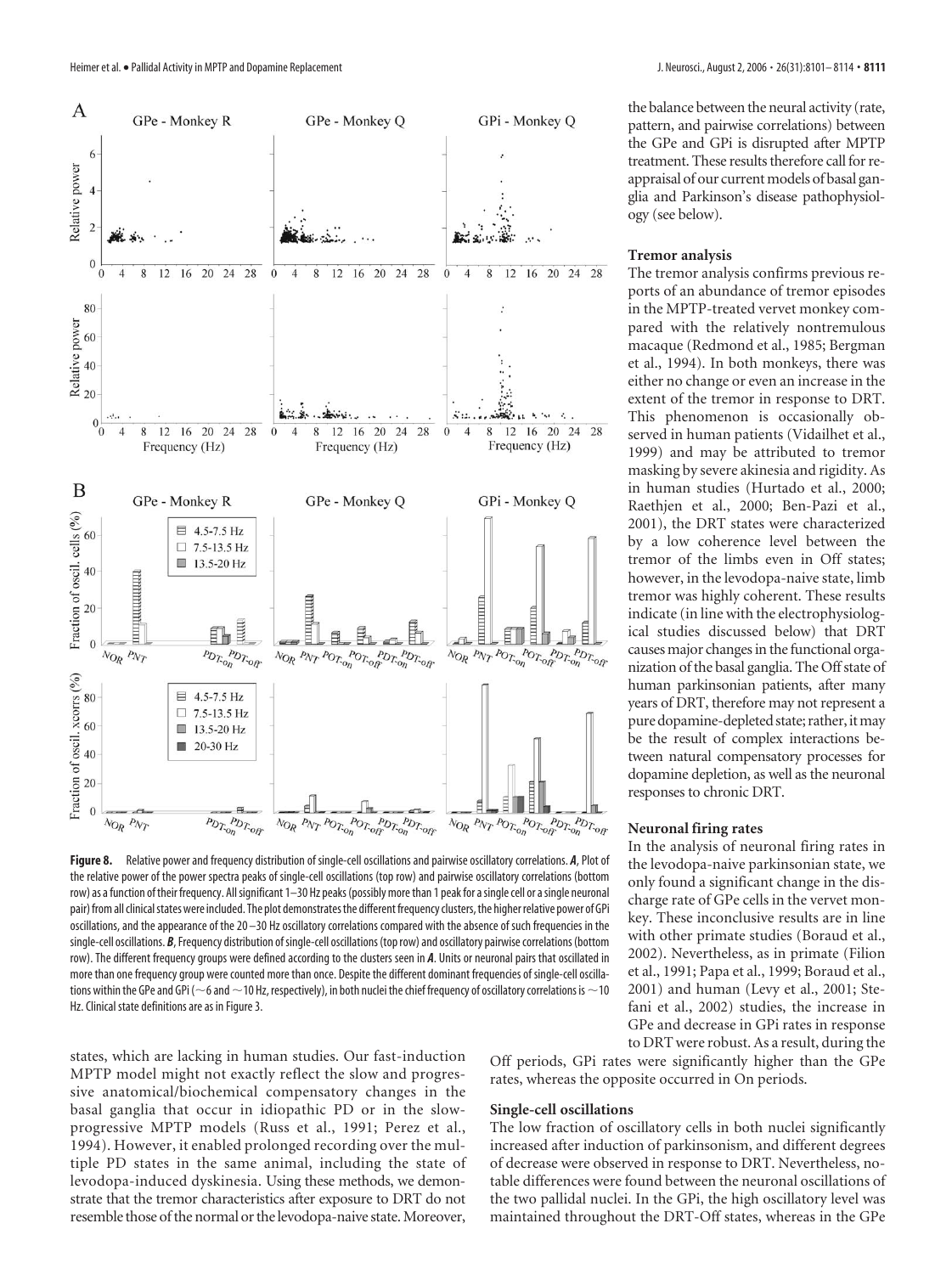**Figure 8.** Relative power and frequency distribution of single-cell oscillations and pairwise oscillatory correlations. ***A***, Plot of the relative power of the power spectra peaks of single-cell oscillations (top row) and pairwise oscillatory correlations (bottom row) as a function of their frequency. All significant 1–30 Hz peaks (possibly more than 1 peak for a single cell or a single neuronal pair) from all clinical states were included. The plot demonstrates the different frequency clusters, the higher relative power of GPi oscillations, and the appearance of the 20–30 Hz oscillatory correlations compared with the absence of such frequencies in the single-cell oscillations. ***B***, Frequency distribution of single-cell oscillations (top row) and oscillatory pairwise correlations (bottom row). The different frequency groups were defined according to the clusters seen in ***A***. Units or neuronal pairs that oscillated in more than one frequency group were counted more than once. Despite the different dominant frequencies of single-cell oscillations within the GPe and GPi (~6 and ~10 Hz, respectively), in both nuclei the chief frequency of oscillatory correlations is ~10 Hz. Clinical state definitions are as in Figure 3.

states, which are lacking in human studies. Our fast-induction MPTP model might not exactly reflect the slow and progressive anatomical/biochemical compensatory changes in the basal ganglia that occur in idiopathic PD or in the slow-progressive MPTP models (Russ et al., 1991; Perez et al., 1994). However, it enabled prolonged recording over the multiple PD states in the same animal, including the state of levodopa-induced dyskinesia. Using these methods, we demonstrate that the tremor characteristics after exposure to DRT do not resemble those of the normal or the levodopa-naive state. Moreover, the balance between the neural activity (rate, pattern, and pairwise correlations) between the GPe and GPi is disrupted after MPTP treatment. These results therefore call for reappraisal of our current models of basal ganglia and Parkinson's disease pathophysiology (see below).

### Tremor analysis

The tremor analysis confirms previous reports of an abundance of tremor episodes in the MPTP-treated vervet monkey compared with the relatively nontremulous macaque (Redmond et al., 1985; Bergman et al., 1994). In both monkeys, there was either no change or even an increase in the extent of the tremor in response to DRT. This phenomenon is occasionally observed in human patients (Vidailhet et al., 1999) and may be attributed to tremor masking by severe akinesia and rigidity. As in human studies (Hurtado et al., 2000; Raethjen et al., 2000; Ben-Pazi et al., 2001), the DRT states were characterized by a low coherence level between the tremor of the limbs even in Off states; however, in the levodopa-naive state, limb tremor was highly coherent. These results indicate (in line with the electrophysiological studies discussed below) that DRT causes major changes in the functional organization of the basal ganglia. The Off state of human parkinsonian patients, after many years of DRT, therefore may not represent a pure dopamine-depleted state; rather, it may be the result of complex interactions between natural compensatory processes for dopamine depletion, as well as the neuronal responses to chronic DRT.

### Neuronal firing rates

In the analysis of neuronal firing rates in the levodopa-naive parkinsonian state, we only found a significant change in the discharge rate of GPe cells in the vervet monkey. These inconclusive results are in line with other primate studies (Boraud et al., 2002). Nevertheless, as in primate (Filion et al., 1991; Papa et al., 1999; Boraud et al., 2001) and human (Levy et al., 2001; Stefani et al., 2002) studies, the increase in GPe and decrease in GPi rates in response to DRT were robust. As a result, during the Off periods, GPi rates were significantly higher than the GPe rates, whereas the opposite occurred in On periods.

### Single-cell oscillations

The low fraction of oscillatory cells in both nuclei significantly increased after induction of parkinsonism, and different degrees of decrease were observed in response to DRT. Nevertheless, notable differences were found between the neuronal oscillations of the two pallidal nuclei. In the GPi, the high oscillatory level was maintained throughout the DRT-Off states, whereas in the GPe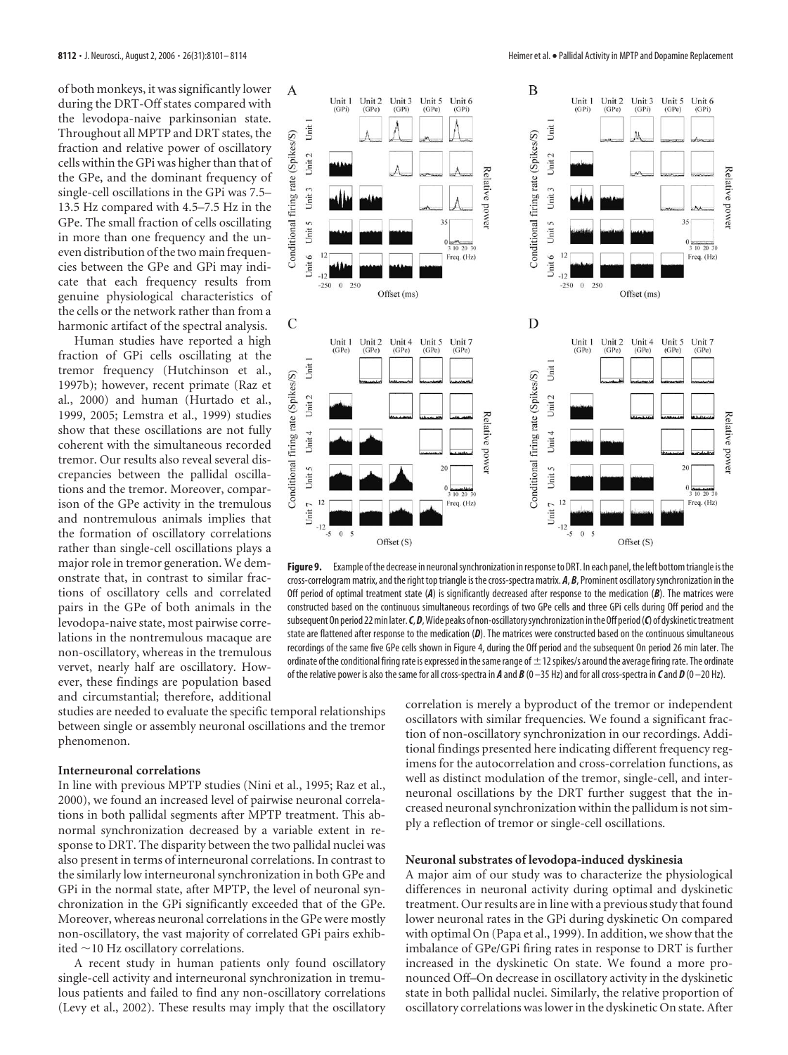of both monkeys, it was significantly lower during the DRT-Off states compared with the levodopa-naive parkinsonian state. Throughout all MPTP and DRT states, the fraction and relative power of oscillatory cells within the GPi was higher than that of the GPe, and the dominant frequency of single-cell oscillations in the GPi was 7.5–13.5 Hz compared with 4.5–7.5 Hz in the GPe. The small fraction of cells oscillating in more than one frequency and the uneven distribution of the two main frequencies between the GPe and GPi may indicate that each frequency results from genuine physiological characteristics of the cells or the network rather than from a harmonic artifact of the spectral analysis.

Human studies have reported a high fraction of GPi cells oscillating at the tremor frequency (Hutchinson et al., 1997b); however, recent primate (Raz et al., 2000) and human (Hurtado et al., 1999, 2005; Lemstra et al., 1999) studies show that these oscillations are not fully coherent with the simultaneous recorded tremor. Our results also reveal several discrepancies between the pallidal oscillations and the tremor. Moreover, comparison of the GPe activity in the tremulous and nontremulous animals implies that the formation of oscillatory correlations rather than single-cell oscillations plays a major role in tremor generation. We demonstrate that, in contrast to similar fractions of oscillatory cells and correlated pairs in the GPe of both animals in the levodopa-naive state, most pairwise correlations in the nontremulous macaque are non-oscillatory, whereas in the tremulous vervet, nearly half are oscillatory. However, these findings are population based and circumstantial; therefore, additional studies are needed to evaluate the specific temporal relationships between single or assembly neuronal oscillations and the tremor phenomenon.

**Figure 9.** Example of the decrease in neuronal synchronization in response to DRT. In each panel, the left bottom triangle is the cross-correlogram matrix, and the right top triangle is the cross-spectra matrix. ***A***, ***B***, Prominent oscillatory synchronization in the Off period of optimal treatment state (***A***) is significantly decreased after response to the medication (***B***). The matrices were constructed based on the continuous simultaneous recordings of two GPe cells and three GPi cells during Off period and the subsequent On period 22 min later. ***C***, ***D***, Wide peaks of non-oscillatory synchronization in the Off period (***C***) of dyskinetic treatment state are flattened after response to the medication (***D***). The matrices were constructed based on the continuous simultaneous recordings of the same five GPe cells shown in Figure 4, during the Off period and the subsequent On period 26 min later. The ordinate of the conditional firing rate is expressed in the same range of ±12 spikes/s around the average firing rate. The ordinate of the relative power is also the same for all cross-spectra in ***A*** and ***B*** (0–35 Hz) and for all cross-spectra in ***C*** and ***D*** (0–20 Hz).

### Interneuronal correlations

In line with previous MPTP studies (Nini et al., 1995; Raz et al., 2000), we found an increased level of pairwise neuronal correlations in both pallidal segments after MPTP treatment. This abnormal synchronization decreased by a variable extent in response to DRT. The disparity between the two pallidal nuclei was also present in terms of interneuronal correlations. In contrast to the similarly low interneuronal synchronization in both GPe and GPi in the normal state, after MPTP, the level of neuronal synchronization in the GPi significantly exceeded that of the GPe. Moreover, whereas neuronal correlations in the GPe were mostly non-oscillatory, the vast majority of correlated GPi pairs exhibited ~10 Hz oscillatory correlations.

A recent study in human patients only found oscillatory single-cell activity and interneuronal synchronization in tremulous patients and failed to find any non-oscillatory correlations (Levy et al., 2002). These results may imply that the oscillatory correlation is merely a byproduct of the tremor or independent oscillators with similar frequencies. We found a significant fraction of non-oscillatory synchronization in our recordings. Additional findings presented here indicating different frequency regimens for the autocorrelation and cross-correlation functions, as well as distinct modulation of the tremor, single-cell, and interneuronal oscillations by the DRT further suggest that the increased neuronal synchronization within the pallidum is not simply a reflection of tremor or single-cell oscillations.

### Neuronal substrates of levodopa-induced dyskinesia

A major aim of our study was to characterize the physiological differences in neuronal activity during optimal and dyskinetic treatment. Our results are in line with a previous study that found lower neuronal rates in the GPi during dyskinetic On compared with optimal On (Papa et al., 1999). In addition, we show that the imbalance of GPe/GPi firing rates in response to DRT is further increased in the dyskinetic On state. We found a more pronounced Off–On decrease in oscillatory activity in the dyskinetic state in both pallidal nuclei. Similarly, the relative proportion of oscillatory correlations was lower in the dyskinetic On state. After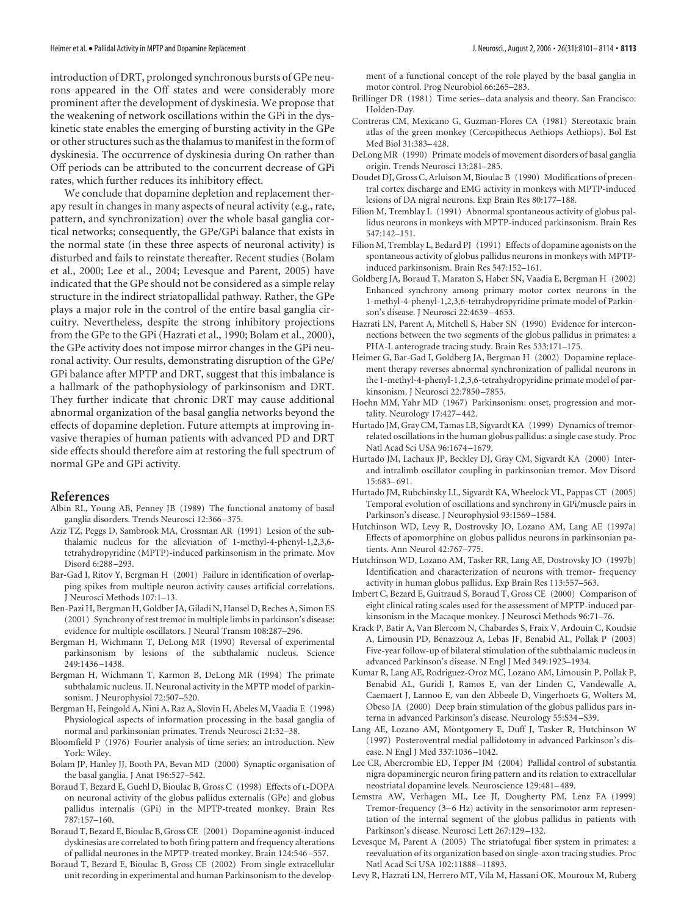introduction of DRT, prolonged synchronous bursts of GPe neurons appeared in the Off states and were considerably more prominent after the development of dyskinesia. We propose that the weakening of network oscillations within the GPi in the dyskinetic state enables the emerging of bursting activity in the GPe or other structures such as the thalamus to manifest in the form of dyskinesia. The occurrence of dyskinesia during On rather than Off periods can be attributed to the concurrent decrease of GPi rates, which further reduces its inhibitory effect.

We conclude that dopamine depletion and replacement therapy result in changes in many aspects of neural activity (e.g., rate, pattern, and synchronization) over the whole basal ganglia cortical networks; consequently, the GPe/GPi balance that exists in the normal state (in these three aspects of neuronal activity) is disturbed and fails to reinstate thereafter. Recent studies (Bolam et al., 2000; Lee et al., 2004; Levesque and Parent, 2005) have indicated that the GPe should not be considered as a simple relay structure in the indirect striatopallidal pathway. Rather, the GPe plays a major role in the control of the entire basal ganglia circuitry. Nevertheless, despite the strong inhibitory projections from the GPe to the GPi (Hazrati et al., 1990; Bolam et al., 2000), the GPe activity does not impose mirror changes in the GPi neuronal activity. Our results, demonstrating disruption of the GPe/GPi balance after MPTP and DRT, suggest that this imbalance is a hallmark of the pathophysiology of parkinsonism and DRT. They further indicate that chronic DRT may cause additional abnormal organization of the basal ganglia networks beyond the effects of dopamine depletion. Future attempts at improving invasive therapies of human patients with advanced PD and DRT side effects should therefore aim at restoring the full spectrum of normal GPe and GPi activity.

## References

Albin RL, Young AB, Penney JB (1989) The functional anatomy of basal ganglia disorders. Trends Neurosci 12:366–375.

Aziz TZ, Peggs D, Sambrook MA, Crossman AR (1991) Lesion of the subthalamic nucleus for the alleviation of 1-methyl-4-phenyl-1,2,3,6-tetrahydropyridine (MPTP)-induced parkinsonism in the primate. Mov Disord 6:288–293.

Bar-Gad I, Ritov Y, Bergman H (2001) Failure in identification of overlapping spikes from multiple neuron activity causes artificial correlations. J Neurosci Methods 107:1–13.

Ben-Pazi H, Bergman H, Goldber JA, Giladi N, Hansel D, Reches A, Simon ES (2001) Synchrony of rest tremor in multiple limbs in parkinson's disease: evidence for multiple oscillators. J Neural Transm 108:287–296.

Bergman H, Wichmann T, DeLong MR (1990) Reversal of experimental parkinsonism by lesions of the subthalamic nucleus. Science 249:1436–1438.

Bergman H, Wichmann T, Karmon B, DeLong MR (1994) The primate subthalamic nucleus. II. Neuronal activity in the MPTP model of parkinsonism. J Neurophysiol 72:507–520.

Bergman H, Feingold A, Nini A, Raz A, Slovin H, Abeles M, Vaadia E (1998) Physiological aspects of information processing in the basal ganglia of normal and parkinsonian primates. Trends Neurosci 21:32–38.

Bloomfield P (1976) Fourier analysis of time series: an introduction. New York: Wiley.

Bolam JP, Hanley JJ, Booth PA, Bevan MD (2000) Synaptic organisation of the basal ganglia. J Anat 196:527–542.

Boraud T, Bezard E, Guehl D, Bioulac B, Gross C (1998) Effects of L-DOPA on neuronal activity of the globus pallidus externalis (GPe) and globus pallidus internalis (GPi) in the MPTP-treated monkey. Brain Res 787:157–160.

Boraud T, Bezard E, Bioulac B, Gross CE (2001) Dopamine agonist-induced dyskinesias are correlated to both firing pattern and frequency alterations of pallidal neurones in the MPTP-treated monkey. Brain 124:546–557.

Boraud T, Bezard E, Bioulac B, Gross CE (2002) From single extracellular unit recording in experimental and human Parkinsonism to the development of a functional concept of the role played by the basal ganglia in motor control. Prog Neurobiol 66:265–283.

Brillinger DR (1981) Time series–data analysis and theory. San Francisco: Holden-Day.

Contreras CM, Mexicano G, Guzman-Flores CA (1981) Stereotaxic brain atlas of the green monkey (Cercopithecus Aethiops Aethiops). Bol Est Med Biol 31:383–428.

DeLong MR (1990) Primate models of movement disorders of basal ganglia origin. Trends Neurosci 13:281–285.

Doudet DJ, Gross C, Arluison M, Bioulac B (1990) Modifications of precentral cortex discharge and EMG activity in monkeys with MPTP-induced lesions of DA nigral neurons. Exp Brain Res 80:177–188.

Filion M, Tremblay L (1991) Abnormal spontaneous activity of globus pallidus neurons in monkeys with MPTP-induced parkinsonism. Brain Res 547:142–151.

Filion M, Tremblay L, Bedard PJ (1991) Effects of dopamine agonists on the spontaneous activity of globus pallidus neurons in monkeys with MPTP-induced parkinsonism. Brain Res 547:152–161.

Goldberg JA, Boraud T, Maraton S, Haber SN, Vaadia E, Bergman H (2002) Enhanced synchrony among primary motor cortex neurons in the 1-methyl-4-phenyl-1,2,3,6-tetrahydropyridine primate model of Parkinson's disease. J Neurosci 22:4639–4653.

Hazrati LN, Parent A, Mitchell S, Haber SN (1990) Evidence for interconnections between the two segments of the globus pallidus in primates: a PHA-L anterograde tracing study. Brain Res 533:171–175.

Heimer G, Bar-Gad I, Goldberg JA, Bergman H (2002) Dopamine replacement therapy reverses abnormal synchronization of pallidal neurons in the 1-methyl-4-phenyl-1,2,3,6-tetrahydropyridine primate model of parkinsonism. J Neurosci 22:7850–7855.

Hoehn MM, Yahr MD (1967) Parkinsonism: onset, progression and mortality. Neurology 17:427–442.

Hurtado JM, Gray CM, Tamas LB, Sigvardt KA (1999) Dynamics of tremor-related oscillations in the human globus pallidus: a single case study. Proc Natl Acad Sci USA 96:1674–1679.

Hurtado JM, Lachaux JP, Beckley DJ, Gray CM, Sigvardt KA (2000) Inter- and intralimb oscillator coupling in parkinsonian tremor. Mov Disord 15:683–691.

Hurtado JM, Rubchinsky LL, Sigvardt KA, Wheelock VL, Pappas CT (2005) Temporal evolution of oscillations and synchrony in GPi/muscle pairs in Parkinson's disease. J Neurophysiol 93:1569–1584.

Hutchinson WD, Levy R, Dostrovsky JO, Lozano AM, Lang AE (1997a) Effects of apomorphine on globus pallidus neurons in parkinsonian patients. Ann Neurol 42:767–775.

Hutchinson WD, Lozano AM, Tasker RR, Lang AE, Dostrovsky JO (1997b) Identification and characterization of neurons with tremor- frequency activity in human globus pallidus. Exp Brain Res 113:557–563.

Imbert C, Bezard E, Guitraud S, Boraud T, Gross CE (2000) Comparison of eight clinical rating scales used for the assessment of MPTP-induced parkinsonism in the Macaque monkey. J Neurosci Methods 96:71–76.

Krack P, Batir A, Van Blercom N, Chabardes S, Fraix V, Ardouin C, Koudsie A, Limousin PD, Benazzouz A, Lebas JF, Benabid AL, Pollak P (2003) Five-year follow-up of bilateral stimulation of the subthalamic nucleus in advanced Parkinson's disease. N Engl J Med 349:1925–1934.

Kumar R, Lang AE, Rodriguez-Oroz MC, Lozano AM, Limousin P, Pollak P, Benabid AL, Guridi J, Ramos E, van der Linden C, Vandewalle A, Caemaert J, Lannoo E, van den Abbeele D, Vingerhoets G, Wolters M, Obeso JA (2000) Deep brain stimulation of the globus pallidus pars interna in advanced Parkinson's disease. Neurology 55:S34–S39.

Lang AE, Lozano AM, Montgomery E, Duff J, Tasker R, Hutchinson W (1997) Posteroventral medial pallidotomy in advanced Parkinson's disease. N Engl J Med 337:1036–1042.

Lee CR, Abercrombie ED, Tepper JM (2004) Pallidal control of substantia nigra dopaminergic neuron firing pattern and its relation to extracellular neostriatal dopamine levels. Neuroscience 129:481–489.

Lemstra AW, Verhagen ML, Lee JI, Dougherty PM, Lenz FA (1999) Tremor-frequency (3–6 Hz) activity in the sensorimotor arm representation of the internal segment of the globus pallidus in patients with Parkinson's disease. Neurosci Lett 267:129–132.

Levesque M, Parent A (2005) The striatofugal fiber system in primates: a reevaluation of its organization based on single-axon tracing studies. Proc Natl Acad Sci USA 102:11888–11893.

Levy R, Hazrati LN, Herrero MT, Vila M, Hassani OK, Mouroux M, Ruberg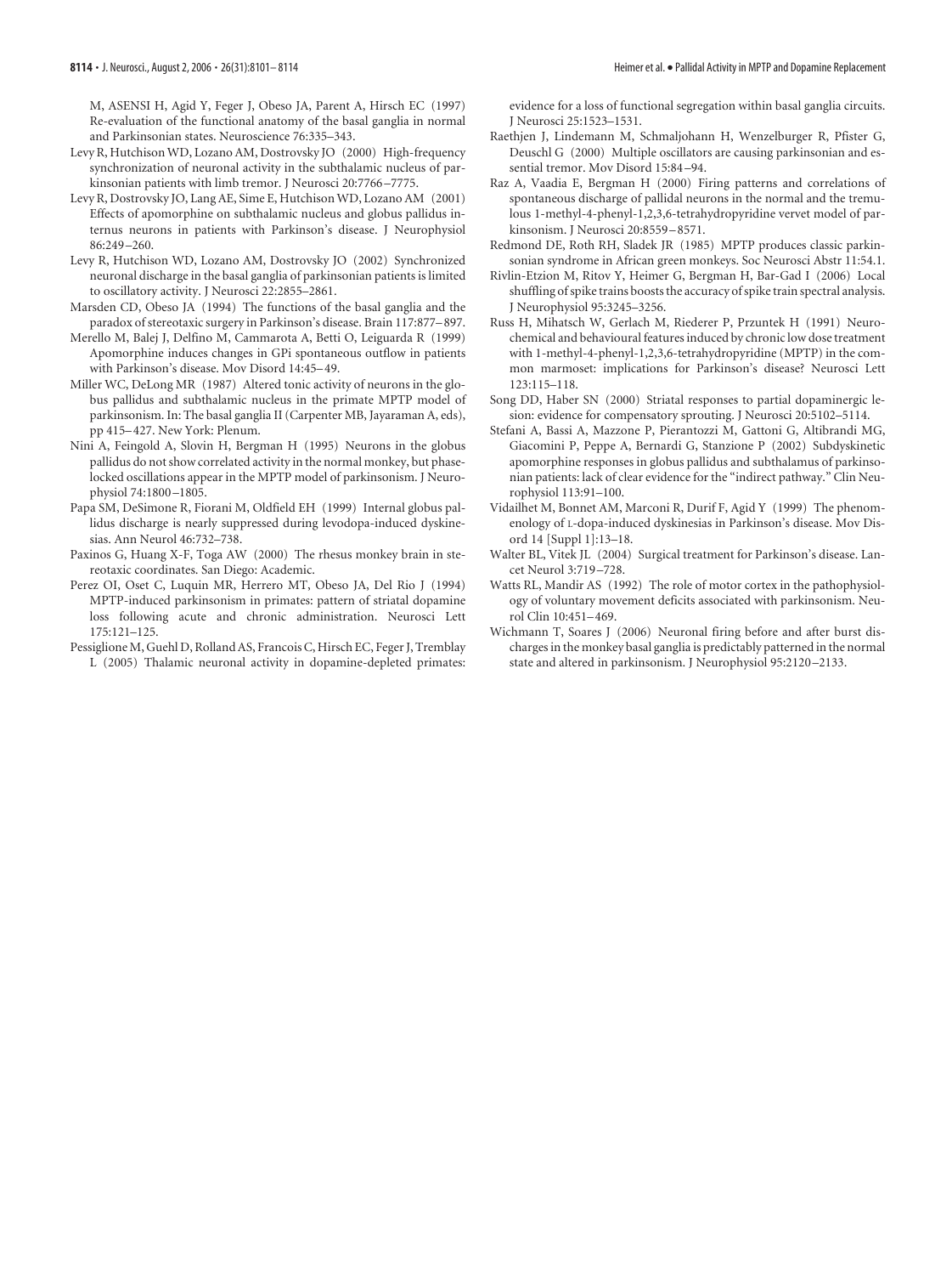M, ASENSI H, Agid Y, Feger J, Obeso JA, Parent A, Hirsch EC (1997) Re-evaluation of the functional anatomy of the basal ganglia in normal and Parkinsonian states. Neuroscience 76:335–343.

Levy R, Hutchison WD, Lozano AM, Dostrovsky JO (2000) High-frequency synchronization of neuronal activity in the subthalamic nucleus of parkinsonian patients with limb tremor. J Neurosci 20:7766–7775.

Levy R, Dostrovsky JO, Lang AE, Sime E, Hutchison WD, Lozano AM (2001) Effects of apomorphine on subthalamic nucleus and globus pallidus internus neurons in patients with Parkinson's disease. J Neurophysiol 86:249–260.

Levy R, Hutchison WD, Lozano AM, Dostrovsky JO (2002) Synchronized neuronal discharge in the basal ganglia of parkinsonian patients is limited to oscillatory activity. J Neurosci 22:2855–2861.

Marsden CD, Obeso JA (1994) The functions of the basal ganglia and the paradox of stereotaxic surgery in Parkinson's disease. Brain 117:877–897.

Merello M, Balej J, Delfino M, Cammarota A, Betti O, Leiguarda R (1999) Apomorphine induces changes in GPi spontaneous outflow in patients with Parkinson's disease. Mov Disord 14:45–49.

Miller WC, DeLong MR (1987) Altered tonic activity of neurons in the globus pallidus and subthalamic nucleus in the primate MPTP model of parkinsonism. In: The basal ganglia II (Carpenter MB, Jayaraman A, eds), pp 415–427. New York: Plenum.

Nini A, Feingold A, Slovin H, Bergman H (1995) Neurons in the globus pallidus do not show correlated activity in the normal monkey, but phase-locked oscillations appear in the MPTP model of parkinsonism. J Neurophysiol 74:1800–1805.

Papa SM, DeSimone R, Fiorani M, Oldfield EH (1999) Internal globus pallidus discharge is nearly suppressed during levodopa-induced dyskinesias. Ann Neurol 46:732–738.

Paxinos G, Huang X-F, Toga AW (2000) The rhesus monkey brain in stereotaxic coordinates. San Diego: Academic.

Perez OI, Oset C, Luquin MR, Herrero MT, Obeso JA, Del Rio J (1994) MPTP-induced parkinsonism in primates: pattern of striatal dopamine loss following acute and chronic administration. Neurosci Lett 175:121–125.

Pessiglione M, Guehl D, Rolland AS, Francois C, Hirsch EC, Feger J, Tremblay L (2005) Thalamic neuronal activity in dopamine-depleted primates: evidence for a loss of functional segregation within basal ganglia circuits. J Neurosci 25:1523–1531.

Raethjen J, Lindemann M, Schmaljohann H, Wenzelburger R, Pfister G, Deuschl G (2000) Multiple oscillators are causing parkinsonian and essential tremor. Mov Disord 15:84–94.

Raz A, Vaadia E, Bergman H (2000) Firing patterns and correlations of spontaneous discharge of pallidal neurons in the normal and the tremulous 1-methyl-4-phenyl-1,2,3,6-tetrahydropyridine vervet model of parkinsonism. J Neurosci 20:8559–8571.

Redmond DE, Roth RH, Sladek JR (1985) MPTP produces classic parkinsonian syndrome in African green monkeys. Soc Neurosci Abstr 11:54.1.

Rivlin-Etzion M, Ritov Y, Heimer G, Bergman H, Bar-Gad I (2006) Local shuffling of spike trains boosts the accuracy of spike train spectral analysis. J Neurophysiol 95:3245–3256.

Russ H, Mihatsch W, Gerlach M, Riederer P, Przuntek H (1991) Neurochemical and behavioural features induced by chronic low dose treatment with 1-methyl-4-phenyl-1,2,3,6-tetrahydropyridine (MPTP) in the common marmoset: implications for Parkinson's disease? Neurosci Lett 123:115–118.

Song DD, Haber SN (2000) Striatal responses to partial dopaminergic lesion: evidence for compensatory sprouting. J Neurosci 20:5102–5114.

Stefani A, Bassi A, Mazzone P, Pierantozzi M, Gattoni G, Altibrandi MG, Giacomini P, Peppe A, Bernardi G, Stanzione P (2002) Subdyskinetic apomorphine responses in globus pallidus and subthalamus of parkinsonian patients: lack of clear evidence for the "indirect pathway." Clin Neurophysiol 113:91–100.

Vidailhet M, Bonnet AM, Marconi R, Durif F, Agid Y (1999) The phenomenology of L-dopa-induced dyskinesias in Parkinson's disease. Mov Disord 14 [Suppl 1]:13–18.

Walter BL, Vitek JL (2004) Surgical treatment for Parkinson's disease. Lancet Neurol 3:719–728.

Watts RL, Mandir AS (1992) The role of motor cortex in the pathophysiology of voluntary movement deficits associated with parkinsonism. Neurol Clin 10:451–469.

Wichmann T, Soares J (2006) Neuronal firing before and after burst discharges in the monkey basal ganglia is predictably patterned in the normal state and altered in parkinsonism. J Neurophysiol 95:2120–2133.